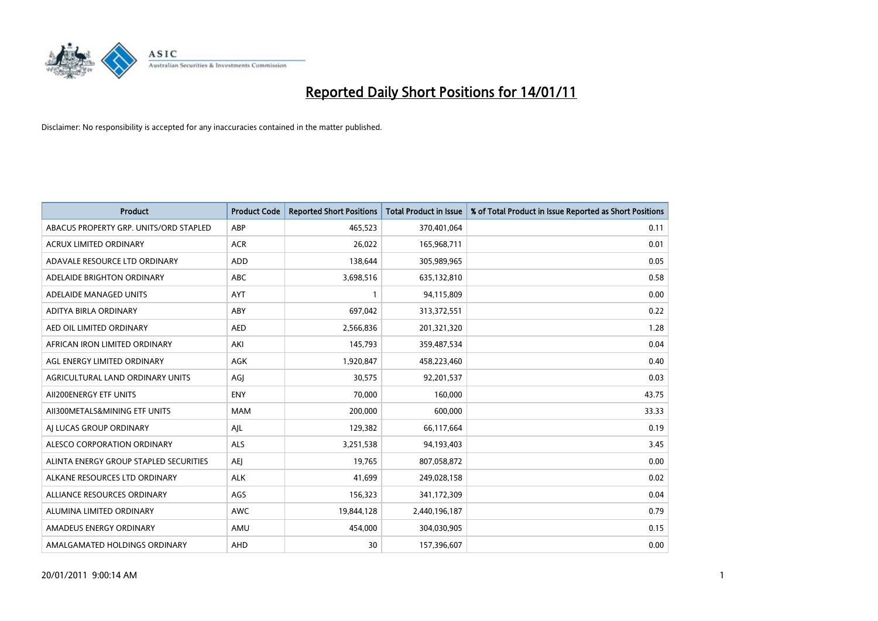# Reported Daily Short Positions for 14/01/11

Disclaimer: No responsibility is accepted for any inaccuracies contained in the matter published.

| Product | Product Code | Reported Short Positions | Total Product in Issue | % of Total Product in Issue Reported as Short Positions |
|---|---|---|---|---|
| ABACUS PROPERTY GRP. UNITS/ORD STAPLED | ABP | 465,523 | 370,401,064 | 0.11 |
| ACRUX LIMITED ORDINARY | ACR | 26,022 | 165,968,711 | 0.01 |
| ADAVALE RESOURCE LTD ORDINARY | ADD | 138,644 | 305,989,965 | 0.05 |
| ADELAIDE BRIGHTON ORDINARY | ABC | 3,698,516 | 635,132,810 | 0.58 |
| ADELAIDE MANAGED UNITS | AYT | 1 | 94,115,809 | 0.00 |
| ADITYA BIRLA ORDINARY | ABY | 697,042 | 313,372,551 | 0.22 |
| AED OIL LIMITED ORDINARY | AED | 2,566,836 | 201,321,320 | 1.28 |
| AFRICAN IRON LIMITED ORDINARY | AKI | 145,793 | 359,487,534 | 0.04 |
| AGL ENERGY LIMITED ORDINARY | AGK | 1,920,847 | 458,223,460 | 0.40 |
| AGRICULTURAL LAND ORDINARY UNITS | AGJ | 30,575 | 92,201,537 | 0.03 |
| AII200ENERGY ETF UNITS | ENY | 70,000 | 160,000 | 43.75 |
| AII300METALS&MINING ETF UNITS | MAM | 200,000 | 600,000 | 33.33 |
| AJ LUCAS GROUP ORDINARY | AJL | 129,382 | 66,117,664 | 0.19 |
| ALESCO CORPORATION ORDINARY | ALS | 3,251,538 | 94,193,403 | 3.45 |
| ALINTA ENERGY GROUP STAPLED SECURITIES | AEJ | 19,765 | 807,058,872 | 0.00 |
| ALKANE RESOURCES LTD ORDINARY | ALK | 41,699 | 249,028,158 | 0.02 |
| ALLIANCE RESOURCES ORDINARY | AGS | 156,323 | 341,172,309 | 0.04 |
| ALUMINA LIMITED ORDINARY | AWC | 19,844,128 | 2,440,196,187 | 0.79 |
| AMADEUS ENERGY ORDINARY | AMU | 454,000 | 304,030,905 | 0.15 |
| AMALGAMATED HOLDINGS ORDINARY | AHD | 30 | 157,396,607 | 0.00 |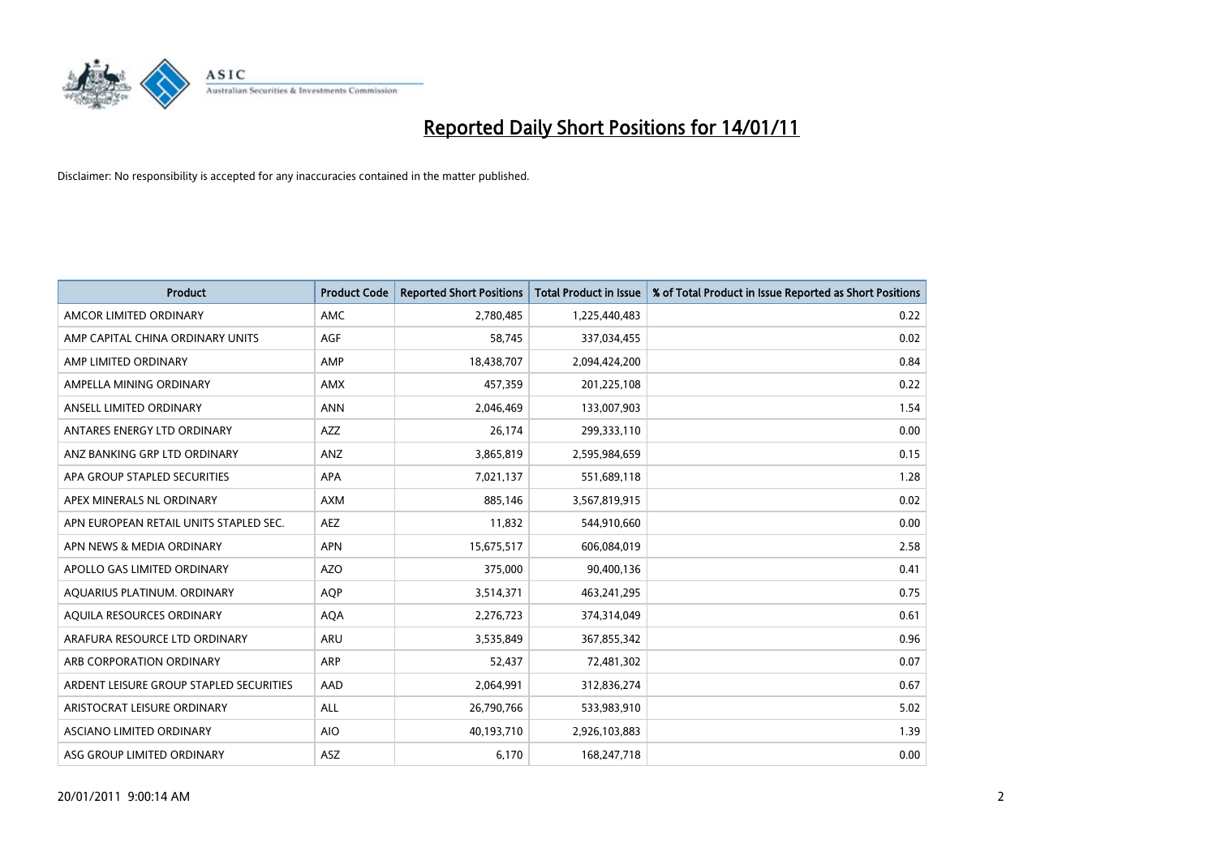# Reported Daily Short Positions for 14/01/11

Disclaimer: No responsibility is accepted for any inaccuracies contained in the matter published.

| Product | Product Code | Reported Short Positions | Total Product in Issue | % of Total Product in Issue Reported as Short Positions |
|---|---|---|---|---|
| AMCOR LIMITED ORDINARY | AMC | 2,780,485 | 1,225,440,483 | 0.22 |
| AMP CAPITAL CHINA ORDINARY UNITS | AGF | 58,745 | 337,034,455 | 0.02 |
| AMP LIMITED ORDINARY | AMP | 18,438,707 | 2,094,424,200 | 0.84 |
| AMPELLA MINING ORDINARY | AMX | 457,359 | 201,225,108 | 0.22 |
| ANSELL LIMITED ORDINARY | ANN | 2,046,469 | 133,007,903 | 1.54 |
| ANTARES ENERGY LTD ORDINARY | AZZ | 26,174 | 299,333,110 | 0.00 |
| ANZ BANKING GRP LTD ORDINARY | ANZ | 3,865,819 | 2,595,984,659 | 0.15 |
| APA GROUP STAPLED SECURITIES | APA | 7,021,137 | 551,689,118 | 1.28 |
| APEX MINERALS NL ORDINARY | AXM | 885,146 | 3,567,819,915 | 0.02 |
| APN EUROPEAN RETAIL UNITS STAPLED SEC. | AEZ | 11,832 | 544,910,660 | 0.00 |
| APN NEWS & MEDIA ORDINARY | APN | 15,675,517 | 606,084,019 | 2.58 |
| APOLLO GAS LIMITED ORDINARY | AZO | 375,000 | 90,400,136 | 0.41 |
| AQUARIUS PLATINUM. ORDINARY | AQP | 3,514,371 | 463,241,295 | 0.75 |
| AQUILA RESOURCES ORDINARY | AQA | 2,276,723 | 374,314,049 | 0.61 |
| ARAFURA RESOURCE LTD ORDINARY | ARU | 3,535,849 | 367,855,342 | 0.96 |
| ARB CORPORATION ORDINARY | ARP | 52,437 | 72,481,302 | 0.07 |
| ARDENT LEISURE GROUP STAPLED SECURITIES | AAD | 2,064,991 | 312,836,274 | 0.67 |
| ARISTOCRAT LEISURE ORDINARY | ALL | 26,790,766 | 533,983,910 | 5.02 |
| ASCIANO LIMITED ORDINARY | AIO | 40,193,710 | 2,926,103,883 | 1.39 |
| ASG GROUP LIMITED ORDINARY | ASZ | 6,170 | 168,247,718 | 0.00 |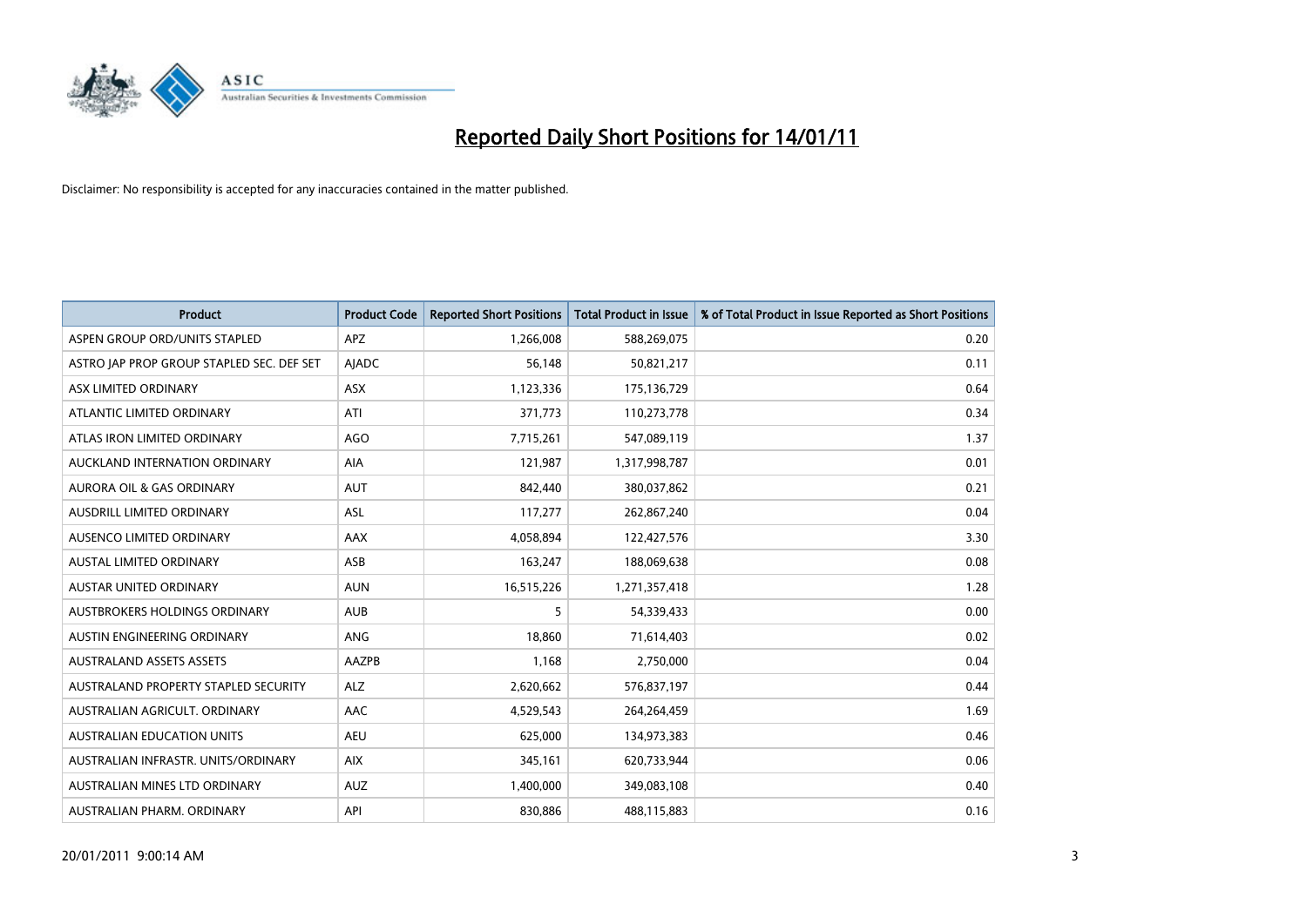# Reported Daily Short Positions for 14/01/11

Disclaimer: No responsibility is accepted for any inaccuracies contained in the matter published.

| Product | Product Code | Reported Short Positions | Total Product in Issue | % of Total Product in Issue Reported as Short Positions |
|---|---|---|---|---|
| ASPEN GROUP ORD/UNITS STAPLED | APZ | 1,266,008 | 588,269,075 | 0.20 |
| ASTRO JAP PROP GROUP STAPLED SEC. DEF SET | AJADC | 56,148 | 50,821,217 | 0.11 |
| ASX LIMITED ORDINARY | ASX | 1,123,336 | 175,136,729 | 0.64 |
| ATLANTIC LIMITED ORDINARY | ATI | 371,773 | 110,273,778 | 0.34 |
| ATLAS IRON LIMITED ORDINARY | AGO | 7,715,261 | 547,089,119 | 1.37 |
| AUCKLAND INTERNATION ORDINARY | AIA | 121,987 | 1,317,998,787 | 0.01 |
| AURORA OIL & GAS ORDINARY | AUT | 842,440 | 380,037,862 | 0.21 |
| AUSDRILL LIMITED ORDINARY | ASL | 117,277 | 262,867,240 | 0.04 |
| AUSENCO LIMITED ORDINARY | AAX | 4,058,894 | 122,427,576 | 3.30 |
| AUSTAL LIMITED ORDINARY | ASB | 163,247 | 188,069,638 | 0.08 |
| AUSTAR UNITED ORDINARY | AUN | 16,515,226 | 1,271,357,418 | 1.28 |
| AUSTBROKERS HOLDINGS ORDINARY | AUB | 5 | 54,339,433 | 0.00 |
| AUSTIN ENGINEERING ORDINARY | ANG | 18,860 | 71,614,403 | 0.02 |
| AUSTRALAND ASSETS ASSETS | AAZPB | 1,168 | 2,750,000 | 0.04 |
| AUSTRALAND PROPERTY STAPLED SECURITY | ALZ | 2,620,662 | 576,837,197 | 0.44 |
| AUSTRALIAN AGRICULT. ORDINARY | AAC | 4,529,543 | 264,264,459 | 1.69 |
| AUSTRALIAN EDUCATION UNITS | AEU | 625,000 | 134,973,383 | 0.46 |
| AUSTRALIAN INFRASTR. UNITS/ORDINARY | AIX | 345,161 | 620,733,944 | 0.06 |
| AUSTRALIAN MINES LTD ORDINARY | AUZ | 1,400,000 | 349,083,108 | 0.40 |
| AUSTRALIAN PHARM. ORDINARY | API | 830,886 | 488,115,883 | 0.16 |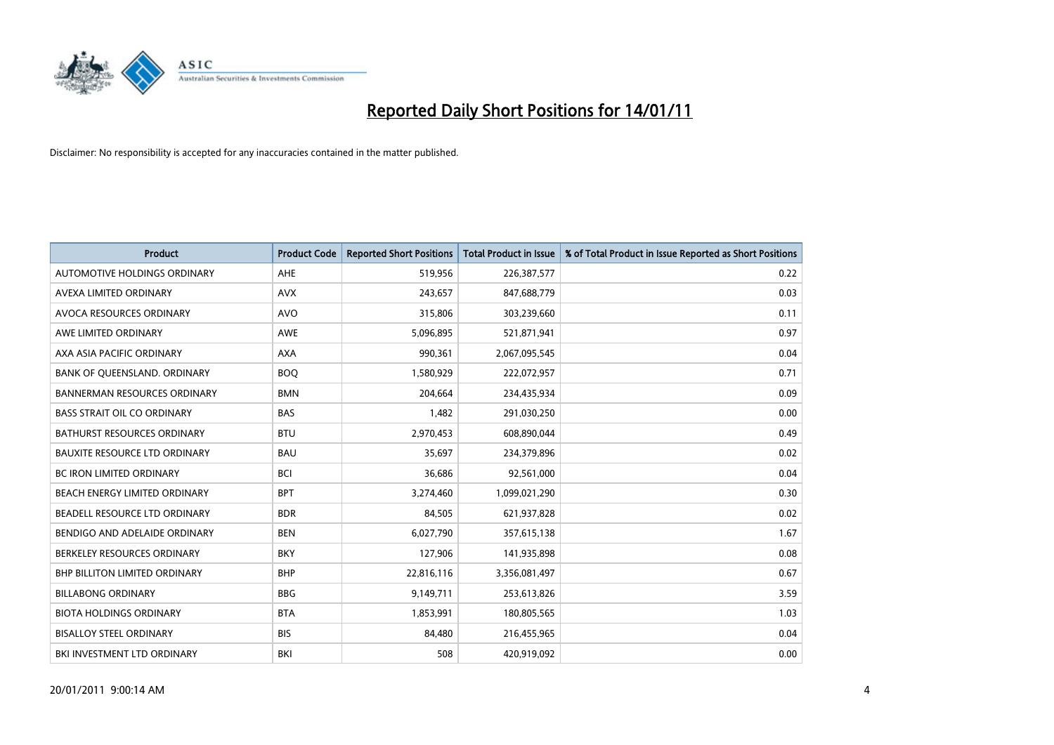# Reported Daily Short Positions for 14/01/11

Disclaimer: No responsibility is accepted for any inaccuracies contained in the matter published.

| Product | Product Code | Reported Short Positions | Total Product in Issue | % of Total Product in Issue Reported as Short Positions |
|---|---|---|---|---|
| AUTOMOTIVE HOLDINGS ORDINARY | AHE | 519,956 | 226,387,577 | 0.22 |
| AVEXA LIMITED ORDINARY | AVX | 243,657 | 847,688,779 | 0.03 |
| AVOCA RESOURCES ORDINARY | AVO | 315,806 | 303,239,660 | 0.11 |
| AWE LIMITED ORDINARY | AWE | 5,096,895 | 521,871,941 | 0.97 |
| AXA ASIA PACIFIC ORDINARY | AXA | 990,361 | 2,067,095,545 | 0.04 |
| BANK OF QUEENSLAND. ORDINARY | BOQ | 1,580,929 | 222,072,957 | 0.71 |
| BANNERMAN RESOURCES ORDINARY | BMN | 204,664 | 234,435,934 | 0.09 |
| BASS STRAIT OIL CO ORDINARY | BAS | 1,482 | 291,030,250 | 0.00 |
| BATHURST RESOURCES ORDINARY | BTU | 2,970,453 | 608,890,044 | 0.49 |
| BAUXITE RESOURCE LTD ORDINARY | BAU | 35,697 | 234,379,896 | 0.02 |
| BC IRON LIMITED ORDINARY | BCI | 36,686 | 92,561,000 | 0.04 |
| BEACH ENERGY LIMITED ORDINARY | BPT | 3,274,460 | 1,099,021,290 | 0.30 |
| BEADELL RESOURCE LTD ORDINARY | BDR | 84,505 | 621,937,828 | 0.02 |
| BENDIGO AND ADELAIDE ORDINARY | BEN | 6,027,790 | 357,615,138 | 1.67 |
| BERKELEY RESOURCES ORDINARY | BKY | 127,906 | 141,935,898 | 0.08 |
| BHP BILLITON LIMITED ORDINARY | BHP | 22,816,116 | 3,356,081,497 | 0.67 |
| BILLABONG ORDINARY | BBG | 9,149,711 | 253,613,826 | 3.59 |
| BIOTA HOLDINGS ORDINARY | BTA | 1,853,991 | 180,805,565 | 1.03 |
| BISALLOY STEEL ORDINARY | BIS | 84,480 | 216,455,965 | 0.04 |
| BKI INVESTMENT LTD ORDINARY | BKI | 508 | 420,919,092 | 0.00 |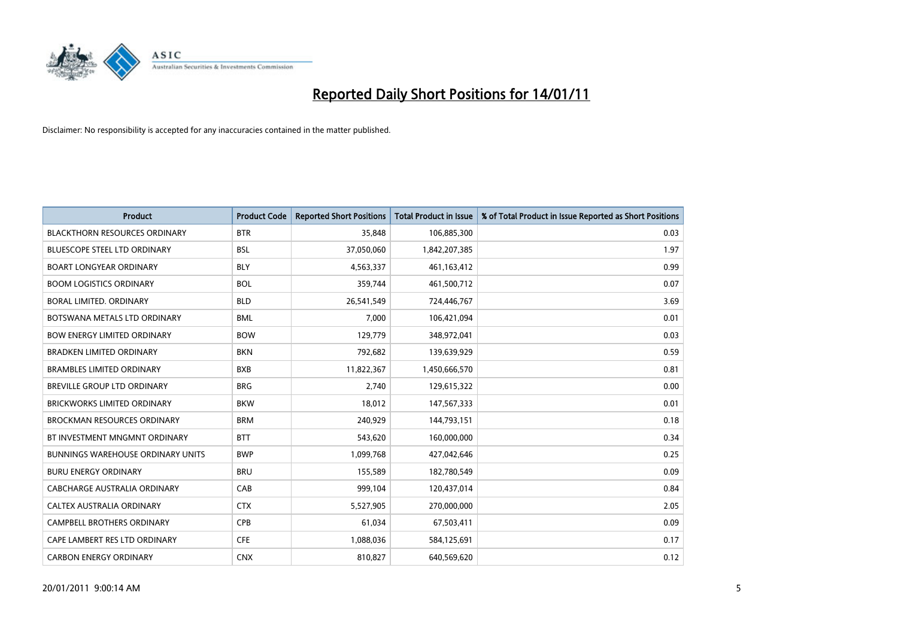# Reported Daily Short Positions for 14/01/11

Disclaimer: No responsibility is accepted for any inaccuracies contained in the matter published.

| Product | Product Code | Reported Short Positions | Total Product in Issue | % of Total Product in Issue Reported as Short Positions |
|---|---|---|---|---|
| BLACKTHORN RESOURCES ORDINARY | BTR | 35,848 | 106,885,300 | 0.03 |
| BLUESCOPE STEEL LTD ORDINARY | BSL | 37,050,060 | 1,842,207,385 | 1.97 |
| BOART LONGYEAR ORDINARY | BLY | 4,563,337 | 461,163,412 | 0.99 |
| BOOM LOGISTICS ORDINARY | BOL | 359,744 | 461,500,712 | 0.07 |
| BORAL LIMITED. ORDINARY | BLD | 26,541,549 | 724,446,767 | 3.69 |
| BOTSWANA METALS LTD ORDINARY | BML | 7,000 | 106,421,094 | 0.01 |
| BOW ENERGY LIMITED ORDINARY | BOW | 129,779 | 348,972,041 | 0.03 |
| BRADKEN LIMITED ORDINARY | BKN | 792,682 | 139,639,929 | 0.59 |
| BRAMBLES LIMITED ORDINARY | BXB | 11,822,367 | 1,450,666,570 | 0.81 |
| BREVILLE GROUP LTD ORDINARY | BRG | 2,740 | 129,615,322 | 0.00 |
| BRICKWORKS LIMITED ORDINARY | BKW | 18,012 | 147,567,333 | 0.01 |
| BROCKMAN RESOURCES ORDINARY | BRM | 240,929 | 144,793,151 | 0.18 |
| BT INVESTMENT MNGMNT ORDINARY | BTT | 543,620 | 160,000,000 | 0.34 |
| BUNNINGS WAREHOUSE ORDINARY UNITS | BWP | 1,099,768 | 427,042,646 | 0.25 |
| BURU ENERGY ORDINARY | BRU | 155,589 | 182,780,549 | 0.09 |
| CABCHARGE AUSTRALIA ORDINARY | CAB | 999,104 | 120,437,014 | 0.84 |
| CALTEX AUSTRALIA ORDINARY | CTX | 5,527,905 | 270,000,000 | 2.05 |
| CAMPBELL BROTHERS ORDINARY | CPB | 61,034 | 67,503,411 | 0.09 |
| CAPE LAMBERT RES LTD ORDINARY | CFE | 1,088,036 | 584,125,691 | 0.17 |
| CARBON ENERGY ORDINARY | CNX | 810,827 | 640,569,620 | 0.12 |

20/01/2011 9:00:14 AM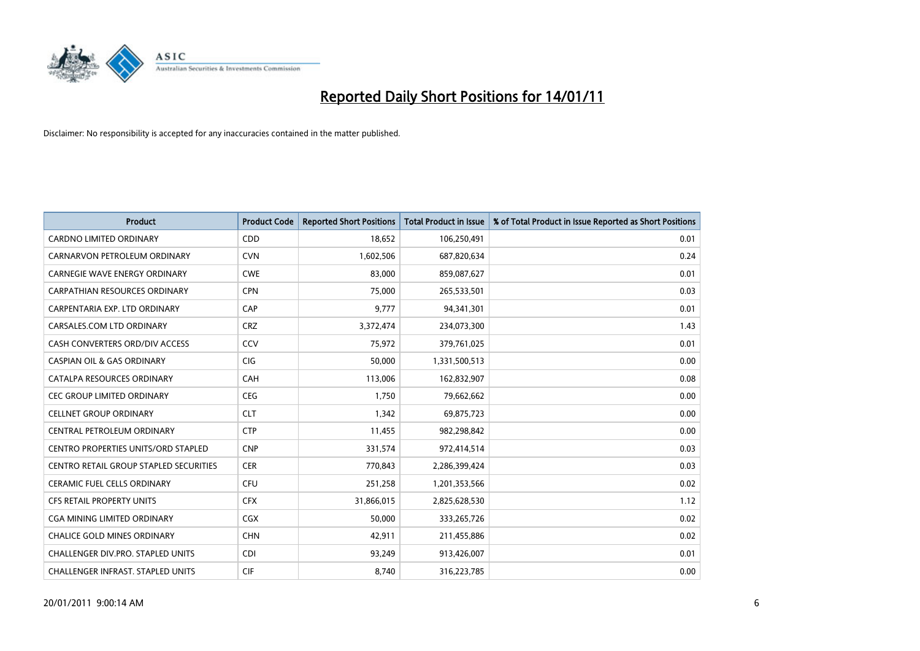# Reported Daily Short Positions for 14/01/11

Disclaimer: No responsibility is accepted for any inaccuracies contained in the matter published.

| Product | Product Code | Reported Short Positions | Total Product in Issue | % of Total Product in Issue Reported as Short Positions |
|---|---|---|---|---|
| CARDNO LIMITED ORDINARY | CDD | 18,652 | 106,250,491 | 0.01 |
| CARNARVON PETROLEUM ORDINARY | CVN | 1,602,506 | 687,820,634 | 0.24 |
| CARNEGIE WAVE ENERGY ORDINARY | CWE | 83,000 | 859,087,627 | 0.01 |
| CARPATHIAN RESOURCES ORDINARY | CPN | 75,000 | 265,533,501 | 0.03 |
| CARPENTARIA EXP. LTD ORDINARY | CAP | 9,777 | 94,341,301 | 0.01 |
| CARSALES.COM LTD ORDINARY | CRZ | 3,372,474 | 234,073,300 | 1.43 |
| CASH CONVERTERS ORD/DIV ACCESS | CCV | 75,972 | 379,761,025 | 0.01 |
| CASPIAN OIL & GAS ORDINARY | CIG | 50,000 | 1,331,500,513 | 0.00 |
| CATALPA RESOURCES ORDINARY | CAH | 113,006 | 162,832,907 | 0.08 |
| CEC GROUP LIMITED ORDINARY | CEG | 1,750 | 79,662,662 | 0.00 |
| CELLNET GROUP ORDINARY | CLT | 1,342 | 69,875,723 | 0.00 |
| CENTRAL PETROLEUM ORDINARY | CTP | 11,455 | 982,298,842 | 0.00 |
| CENTRO PROPERTIES UNITS/ORD STAPLED | CNP | 331,574 | 972,414,514 | 0.03 |
| CENTRO RETAIL GROUP STAPLED SECURITIES | CER | 770,843 | 2,286,399,424 | 0.03 |
| CERAMIC FUEL CELLS ORDINARY | CFU | 251,258 | 1,201,353,566 | 0.02 |
| CFS RETAIL PROPERTY UNITS | CFX | 31,866,015 | 2,825,628,530 | 1.12 |
| CGA MINING LIMITED ORDINARY | CGX | 50,000 | 333,265,726 | 0.02 |
| CHALICE GOLD MINES ORDINARY | CHN | 42,911 | 211,455,886 | 0.02 |
| CHALLENGER DIV.PRO. STAPLED UNITS | CDI | 93,249 | 913,426,007 | 0.01 |
| CHALLENGER INFRAST. STAPLED UNITS | CIF | 8,740 | 316,223,785 | 0.00 |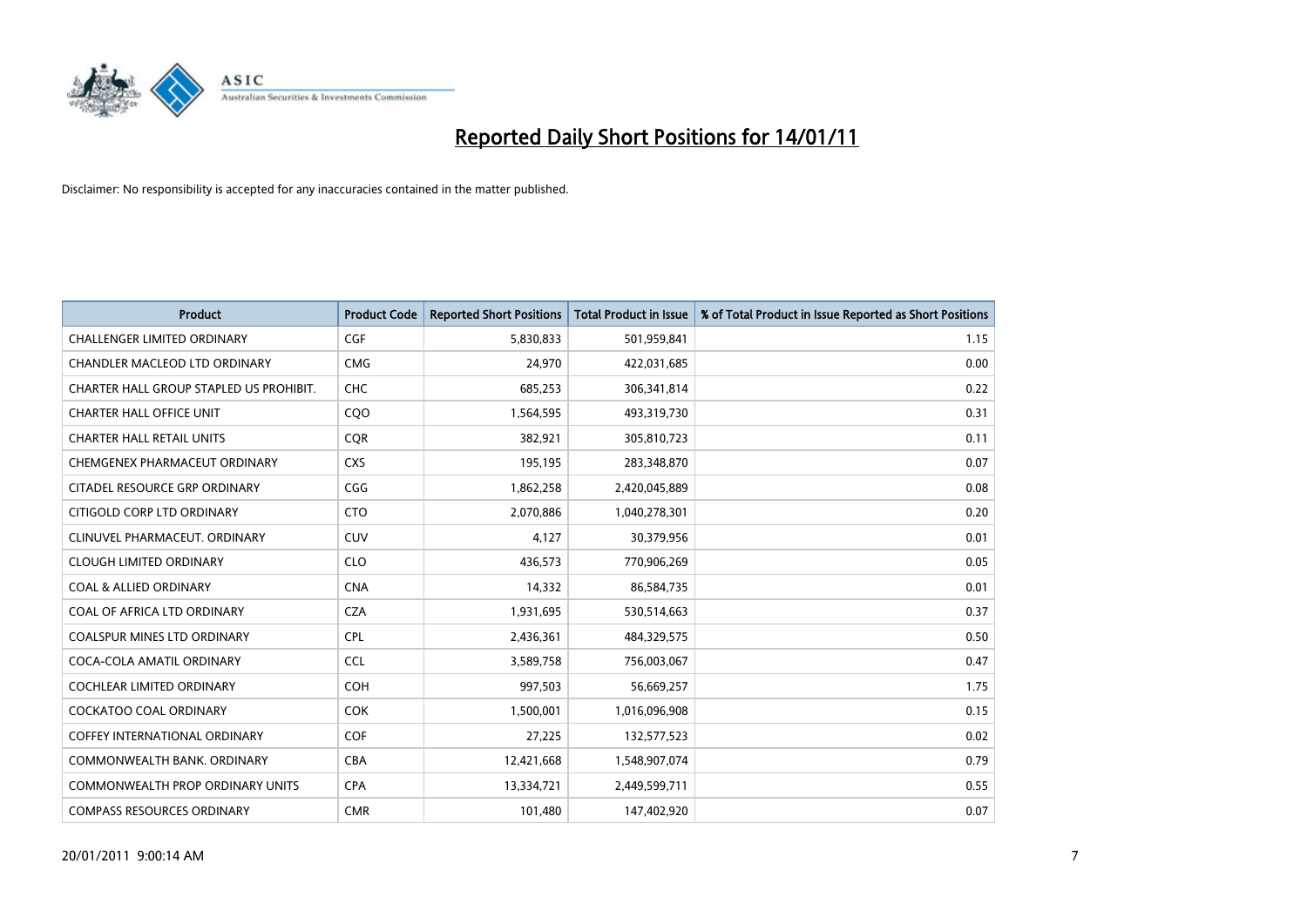# Reported Daily Short Positions for 14/01/11

Disclaimer: No responsibility is accepted for any inaccuracies contained in the matter published.

| Product | Product Code | Reported Short Positions | Total Product in Issue | % of Total Product in Issue Reported as Short Positions |
|---|---|---|---|---|
| CHALLENGER LIMITED ORDINARY | CGF | 5,830,833 | 501,959,841 | 1.15 |
| CHANDLER MACLEOD LTD ORDINARY | CMG | 24,970 | 422,031,685 | 0.00 |
| CHARTER HALL GROUP STAPLED US PROHIBIT. | CHC | 685,253 | 306,341,814 | 0.22 |
| CHARTER HALL OFFICE UNIT | CQO | 1,564,595 | 493,319,730 | 0.31 |
| CHARTER HALL RETAIL UNITS | CQR | 382,921 | 305,810,723 | 0.11 |
| CHEMGENEX PHARMACEUT ORDINARY | CXS | 195,195 | 283,348,870 | 0.07 |
| CITADEL RESOURCE GRP ORDINARY | CGG | 1,862,258 | 2,420,045,889 | 0.08 |
| CITIGOLD CORP LTD ORDINARY | CTO | 2,070,886 | 1,040,278,301 | 0.20 |
| CLINUVEL PHARMACEUT. ORDINARY | CUV | 4,127 | 30,379,956 | 0.01 |
| CLOUGH LIMITED ORDINARY | CLO | 436,573 | 770,906,269 | 0.05 |
| COAL & ALLIED ORDINARY | CNA | 14,332 | 86,584,735 | 0.01 |
| COAL OF AFRICA LTD ORDINARY | CZA | 1,931,695 | 530,514,663 | 0.37 |
| COALSPUR MINES LTD ORDINARY | CPL | 2,436,361 | 484,329,575 | 0.50 |
| COCA-COLA AMATIL ORDINARY | CCL | 3,589,758 | 756,003,067 | 0.47 |
| COCHLEAR LIMITED ORDINARY | COH | 997,503 | 56,669,257 | 1.75 |
| COCKATOO COAL ORDINARY | COK | 1,500,001 | 1,016,096,908 | 0.15 |
| COFFEY INTERNATIONAL ORDINARY | COF | 27,225 | 132,577,523 | 0.02 |
| COMMONWEALTH BANK. ORDINARY | CBA | 12,421,668 | 1,548,907,074 | 0.79 |
| COMMONWEALTH PROP ORDINARY UNITS | CPA | 13,334,721 | 2,449,599,711 | 0.55 |
| COMPASS RESOURCES ORDINARY | CMR | 101,480 | 147,402,920 | 0.07 |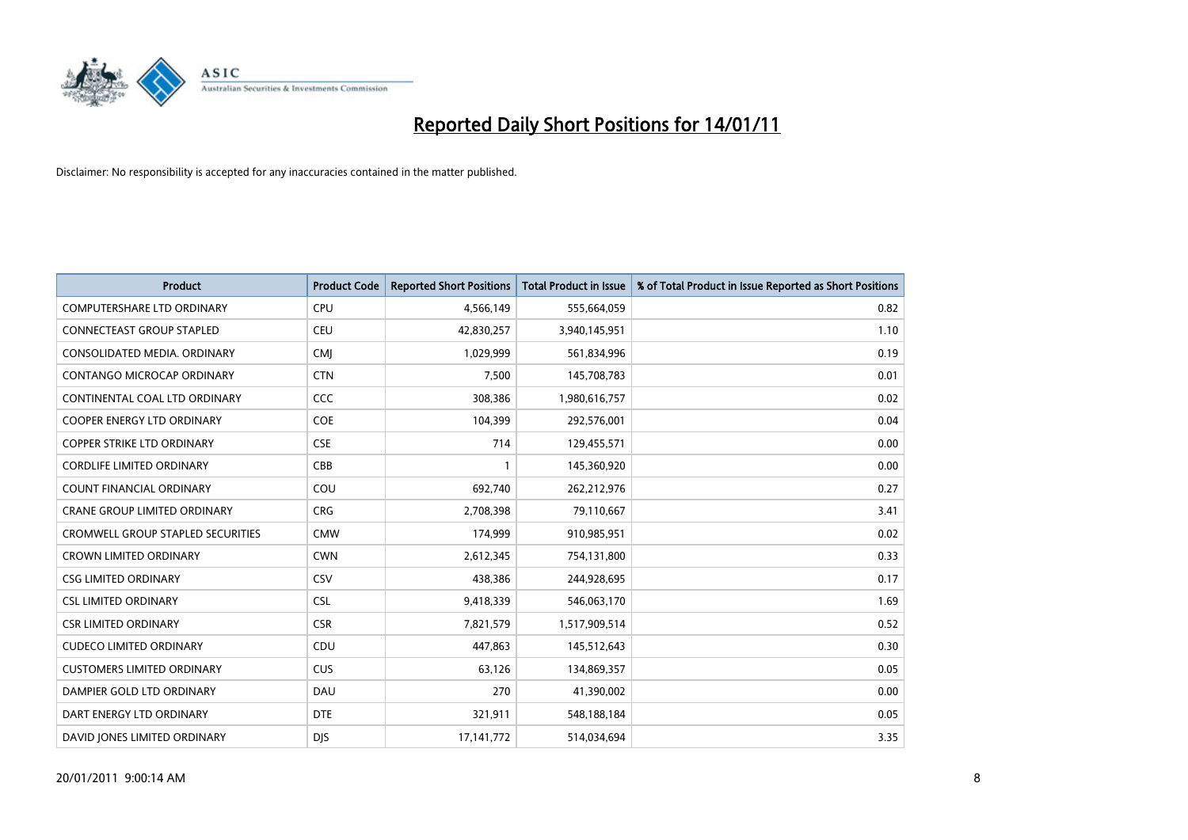# Reported Daily Short Positions for 14/01/11

Disclaimer: No responsibility is accepted for any inaccuracies contained in the matter published.

| Product | Product Code | Reported Short Positions | Total Product in Issue | % of Total Product in Issue Reported as Short Positions |
|---|---|---|---|---|
| COMPUTERSHARE LTD ORDINARY | CPU | 4,566,149 | 555,664,059 | 0.82 |
| CONNECTEAST GROUP STAPLED | CEU | 42,830,257 | 3,940,145,951 | 1.10 |
| CONSOLIDATED MEDIA. ORDINARY | CMJ | 1,029,999 | 561,834,996 | 0.19 |
| CONTANGO MICROCAP ORDINARY | CTN | 7,500 | 145,708,783 | 0.01 |
| CONTINENTAL COAL LTD ORDINARY | CCC | 308,386 | 1,980,616,757 | 0.02 |
| COOPER ENERGY LTD ORDINARY | COE | 104,399 | 292,576,001 | 0.04 |
| COPPER STRIKE LTD ORDINARY | CSE | 714 | 129,455,571 | 0.00 |
| CORDLIFE LIMITED ORDINARY | CBB | 1 | 145,360,920 | 0.00 |
| COUNT FINANCIAL ORDINARY | COU | 692,740 | 262,212,976 | 0.27 |
| CRANE GROUP LIMITED ORDINARY | CRG | 2,708,398 | 79,110,667 | 3.41 |
| CROMWELL GROUP STAPLED SECURITIES | CMW | 174,999 | 910,985,951 | 0.02 |
| CROWN LIMITED ORDINARY | CWN | 2,612,345 | 754,131,800 | 0.33 |
| CSG LIMITED ORDINARY | CSV | 438,386 | 244,928,695 | 0.17 |
| CSL LIMITED ORDINARY | CSL | 9,418,339 | 546,063,170 | 1.69 |
| CSR LIMITED ORDINARY | CSR | 7,821,579 | 1,517,909,514 | 0.52 |
| CUDECO LIMITED ORDINARY | CDU | 447,863 | 145,512,643 | 0.30 |
| CUSTOMERS LIMITED ORDINARY | CUS | 63,126 | 134,869,357 | 0.05 |
| DAMPIER GOLD LTD ORDINARY | DAU | 270 | 41,390,002 | 0.00 |
| DART ENERGY LTD ORDINARY | DTE | 321,911 | 548,188,184 | 0.05 |
| DAVID JONES LIMITED ORDINARY | DJS | 17,141,772 | 514,034,694 | 3.35 |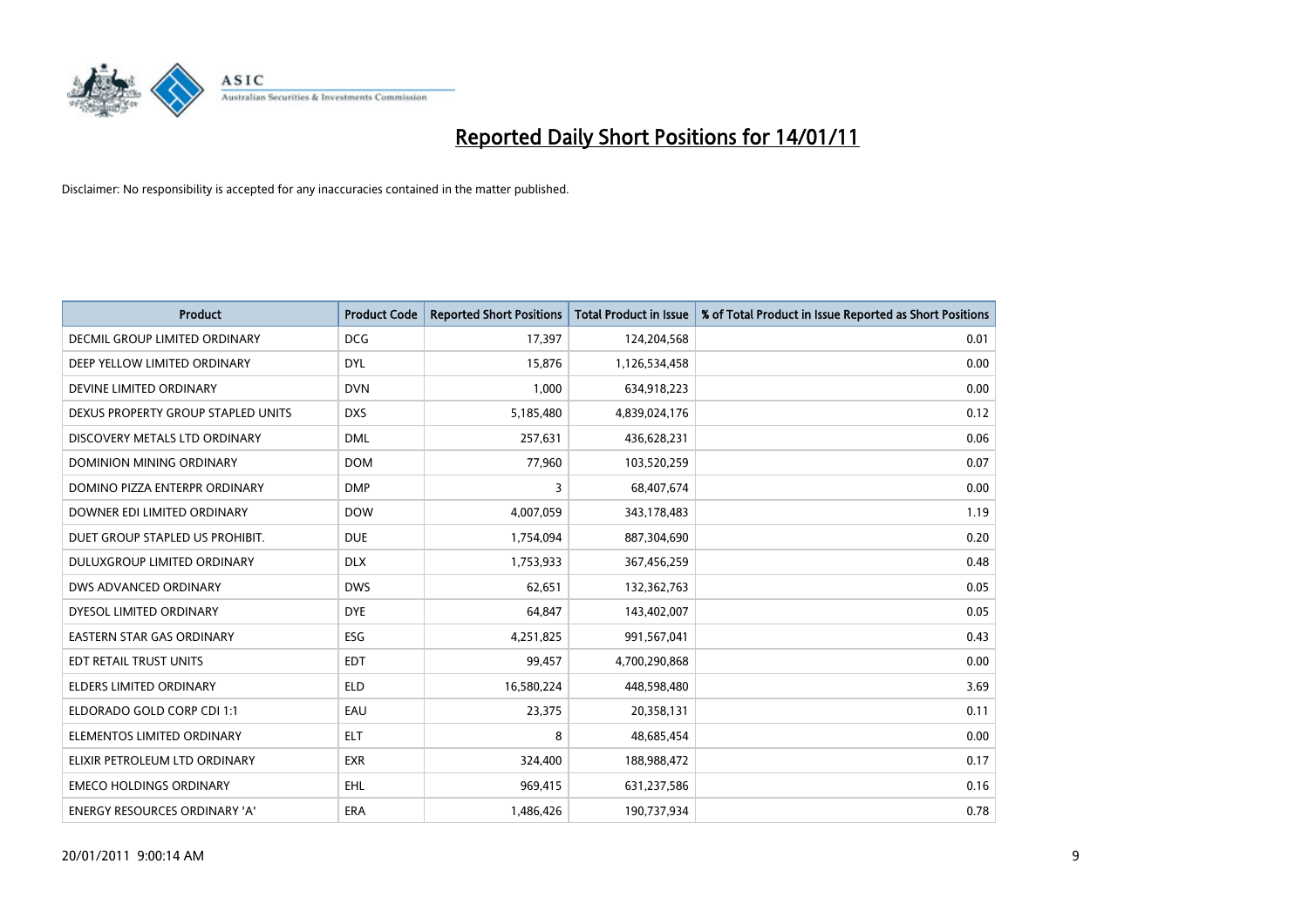# Reported Daily Short Positions for 14/01/11

Disclaimer: No responsibility is accepted for any inaccuracies contained in the matter published.

| Product | Product Code | Reported Short Positions | Total Product in Issue | % of Total Product in Issue Reported as Short Positions |
|---|---|---|---|---|
| DECMIL GROUP LIMITED ORDINARY | DCG | 17,397 | 124,204,568 | 0.01 |
| DEEP YELLOW LIMITED ORDINARY | DYL | 15,876 | 1,126,534,458 | 0.00 |
| DEVINE LIMITED ORDINARY | DVN | 1,000 | 634,918,223 | 0.00 |
| DEXUS PROPERTY GROUP STAPLED UNITS | DXS | 5,185,480 | 4,839,024,176 | 0.12 |
| DISCOVERY METALS LTD ORDINARY | DML | 257,631 | 436,628,231 | 0.06 |
| DOMINION MINING ORDINARY | DOM | 77,960 | 103,520,259 | 0.07 |
| DOMINO PIZZA ENTERPR ORDINARY | DMP | 3 | 68,407,674 | 0.00 |
| DOWNER EDI LIMITED ORDINARY | DOW | 4,007,059 | 343,178,483 | 1.19 |
| DUET GROUP STAPLED US PROHIBIT. | DUE | 1,754,094 | 887,304,690 | 0.20 |
| DULUXGROUP LIMITED ORDINARY | DLX | 1,753,933 | 367,456,259 | 0.48 |
| DWS ADVANCED ORDINARY | DWS | 62,651 | 132,362,763 | 0.05 |
| DYESOL LIMITED ORDINARY | DYE | 64,847 | 143,402,007 | 0.05 |
| EASTERN STAR GAS ORDINARY | ESG | 4,251,825 | 991,567,041 | 0.43 |
| EDT RETAIL TRUST UNITS | EDT | 99,457 | 4,700,290,868 | 0.00 |
| ELDERS LIMITED ORDINARY | ELD | 16,580,224 | 448,598,480 | 3.69 |
| ELDORADO GOLD CORP CDI 1:1 | EAU | 23,375 | 20,358,131 | 0.11 |
| ELEMENTOS LIMITED ORDINARY | ELT | 8 | 48,685,454 | 0.00 |
| ELIXIR PETROLEUM LTD ORDINARY | EXR | 324,400 | 188,988,472 | 0.17 |
| EMECO HOLDINGS ORDINARY | EHL | 969,415 | 631,237,586 | 0.16 |
| ENERGY RESOURCES ORDINARY 'A' | ERA | 1,486,426 | 190,737,934 | 0.78 |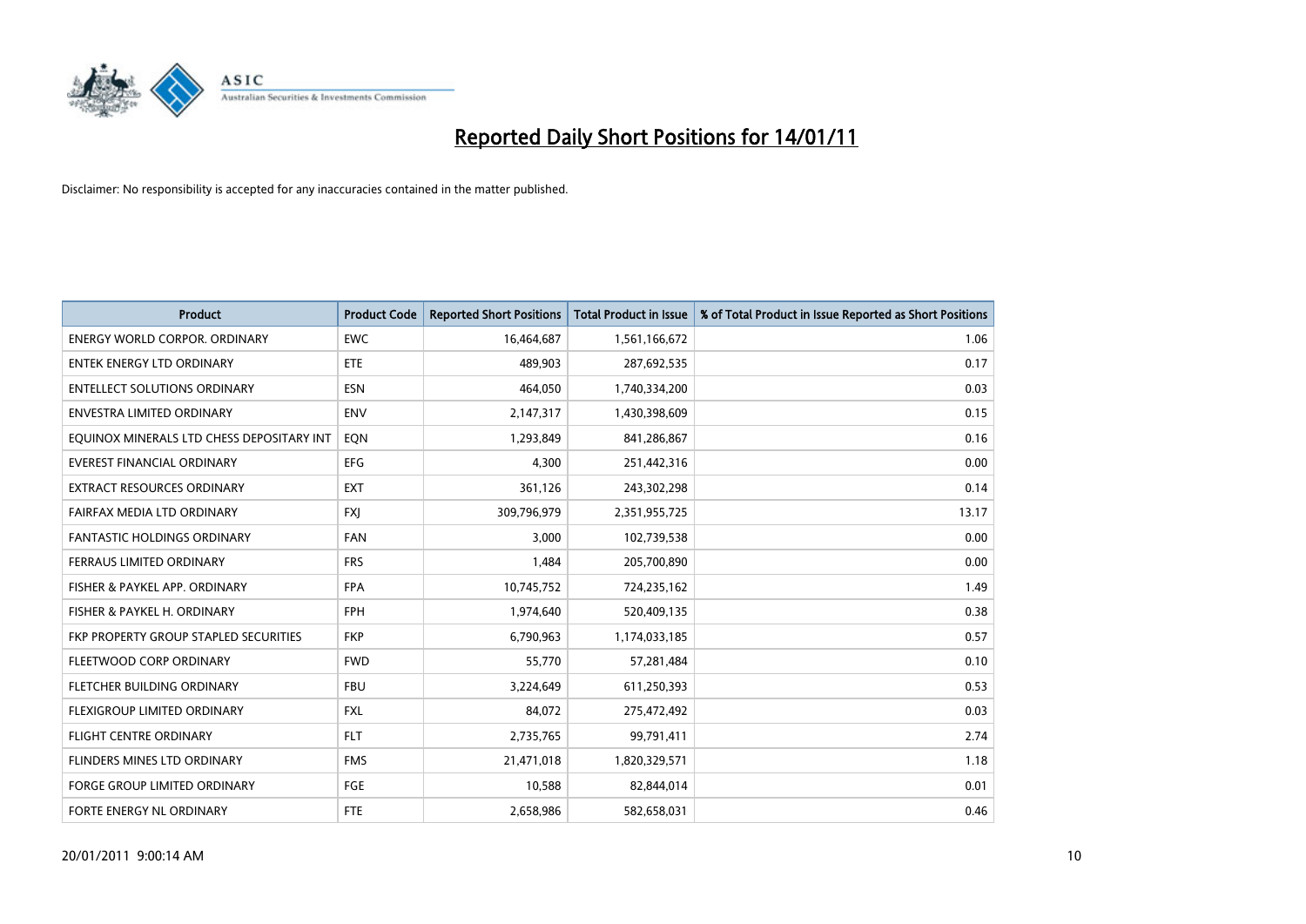# Reported Daily Short Positions for 14/01/11

Disclaimer: No responsibility is accepted for any inaccuracies contained in the matter published.

| Product | Product Code | Reported Short Positions | Total Product in Issue | % of Total Product in Issue Reported as Short Positions |
|---|---|---|---|---|
| ENERGY WORLD CORPOR. ORDINARY | EWC | 16,464,687 | 1,561,166,672 | 1.06 |
| ENTEK ENERGY LTD ORDINARY | ETE | 489,903 | 287,692,535 | 0.17 |
| ENTELLECT SOLUTIONS ORDINARY | ESN | 464,050 | 1,740,334,200 | 0.03 |
| ENVESTRA LIMITED ORDINARY | ENV | 2,147,317 | 1,430,398,609 | 0.15 |
| EQUINOX MINERALS LTD CHESS DEPOSITARY INT | EQN | 1,293,849 | 841,286,867 | 0.16 |
| EVEREST FINANCIAL ORDINARY | EFG | 4,300 | 251,442,316 | 0.00 |
| EXTRACT RESOURCES ORDINARY | EXT | 361,126 | 243,302,298 | 0.14 |
| FAIRFAX MEDIA LTD ORDINARY | FXJ | 309,796,979 | 2,351,955,725 | 13.17 |
| FANTASTIC HOLDINGS ORDINARY | FAN | 3,000 | 102,739,538 | 0.00 |
| FERRAUS LIMITED ORDINARY | FRS | 1,484 | 205,700,890 | 0.00 |
| FISHER & PAYKEL APP. ORDINARY | FPA | 10,745,752 | 724,235,162 | 1.49 |
| FISHER & PAYKEL H. ORDINARY | FPH | 1,974,640 | 520,409,135 | 0.38 |
| FKP PROPERTY GROUP STAPLED SECURITIES | FKP | 6,790,963 | 1,174,033,185 | 0.57 |
| FLEETWOOD CORP ORDINARY | FWD | 55,770 | 57,281,484 | 0.10 |
| FLETCHER BUILDING ORDINARY | FBU | 3,224,649 | 611,250,393 | 0.53 |
| FLEXIGROUP LIMITED ORDINARY | FXL | 84,072 | 275,472,492 | 0.03 |
| FLIGHT CENTRE ORDINARY | FLT | 2,735,765 | 99,791,411 | 2.74 |
| FLINDERS MINES LTD ORDINARY | FMS | 21,471,018 | 1,820,329,571 | 1.18 |
| FORGE GROUP LIMITED ORDINARY | FGE | 10,588 | 82,844,014 | 0.01 |
| FORTE ENERGY NL ORDINARY | FTE | 2,658,986 | 582,658,031 | 0.46 |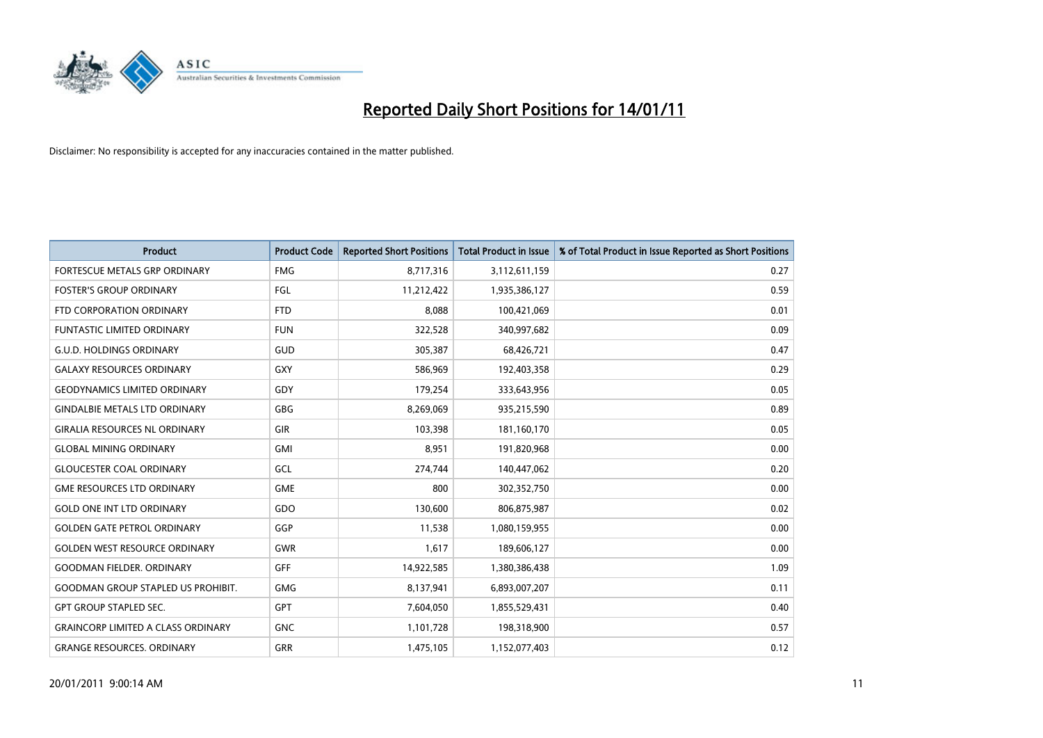# Reported Daily Short Positions for 14/01/11

Disclaimer: No responsibility is accepted for any inaccuracies contained in the matter published.

| Product | Product Code | Reported Short Positions | Total Product in Issue | % of Total Product in Issue Reported as Short Positions |
|---|---|---|---|---|
| FORTESCUE METALS GRP ORDINARY | FMG | 8,717,316 | 3,112,611,159 | 0.27 |
| FOSTER'S GROUP ORDINARY | FGL | 11,212,422 | 1,935,386,127 | 0.59 |
| FTD CORPORATION ORDINARY | FTD | 8,088 | 100,421,069 | 0.01 |
| FUNTASTIC LIMITED ORDINARY | FUN | 322,528 | 340,997,682 | 0.09 |
| G.U.D. HOLDINGS ORDINARY | GUD | 305,387 | 68,426,721 | 0.47 |
| GALAXY RESOURCES ORDINARY | GXY | 586,969 | 192,403,358 | 0.29 |
| GEODYNAMICS LIMITED ORDINARY | GDY | 179,254 | 333,643,956 | 0.05 |
| GINDALBIE METALS LTD ORDINARY | GBG | 8,269,069 | 935,215,590 | 0.89 |
| GIRALIA RESOURCES NL ORDINARY | GIR | 103,398 | 181,160,170 | 0.05 |
| GLOBAL MINING ORDINARY | GMI | 8,951 | 191,820,968 | 0.00 |
| GLOUCESTER COAL ORDINARY | GCL | 274,744 | 140,447,062 | 0.20 |
| GME RESOURCES LTD ORDINARY | GME | 800 | 302,352,750 | 0.00 |
| GOLD ONE INT LTD ORDINARY | GDO | 130,600 | 806,875,987 | 0.02 |
| GOLDEN GATE PETROL ORDINARY | GGP | 11,538 | 1,080,159,955 | 0.00 |
| GOLDEN WEST RESOURCE ORDINARY | GWR | 1,617 | 189,606,127 | 0.00 |
| GOODMAN FIELDER. ORDINARY | GFF | 14,922,585 | 1,380,386,438 | 1.09 |
| GOODMAN GROUP STAPLED US PROHIBIT. | GMG | 8,137,941 | 6,893,007,207 | 0.11 |
| GPT GROUP STAPLED SEC. | GPT | 7,604,050 | 1,855,529,431 | 0.40 |
| GRAINCORP LIMITED A CLASS ORDINARY | GNC | 1,101,728 | 198,318,900 | 0.57 |
| GRANGE RESOURCES. ORDINARY | GRR | 1,475,105 | 1,152,077,403 | 0.12 |

20/01/2011 9:00:14 AM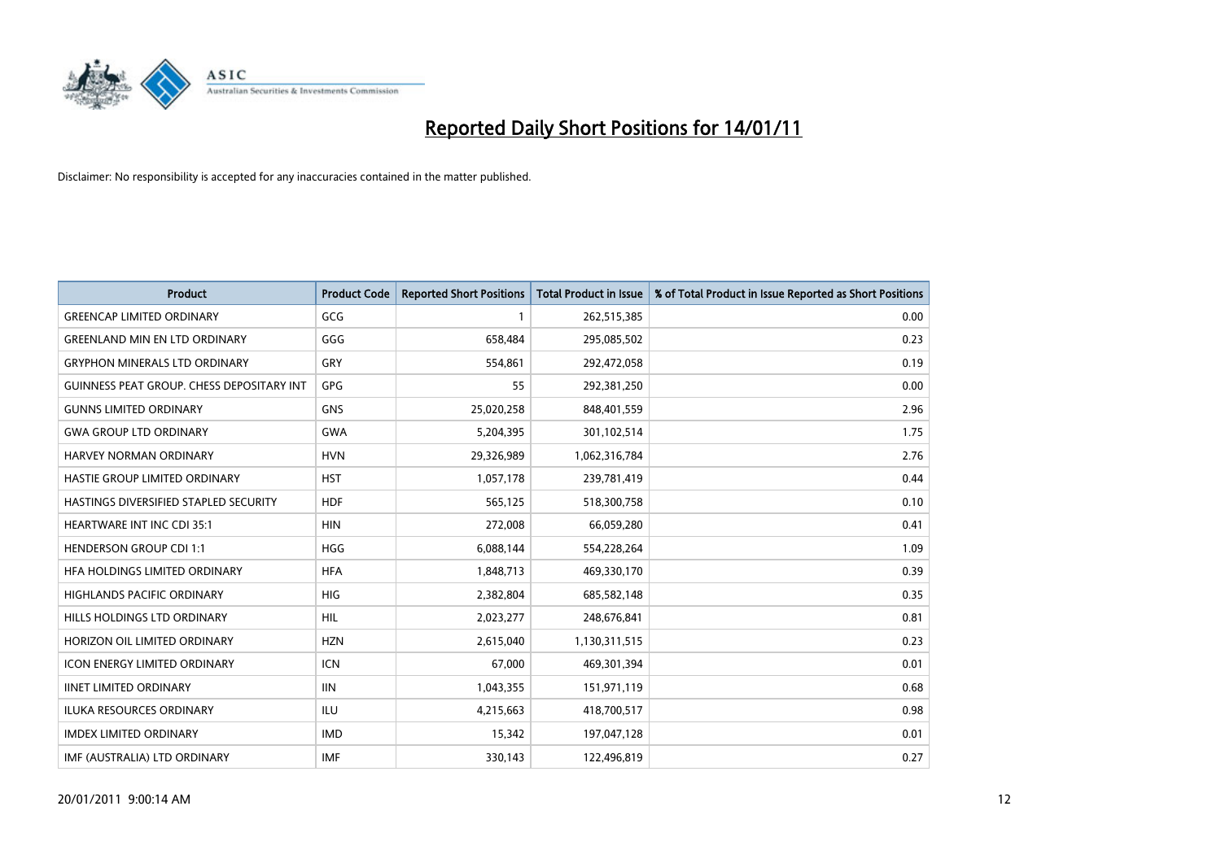# Reported Daily Short Positions for 14/01/11

Disclaimer: No responsibility is accepted for any inaccuracies contained in the matter published.

| Product | Product Code | Reported Short Positions | Total Product in Issue | % of Total Product in Issue Reported as Short Positions |
|---|---|---|---|---|
| GREENCAP LIMITED ORDINARY | GCG | 1 | 262,515,385 | 0.00 |
| GREENLAND MIN EN LTD ORDINARY | GGG | 658,484 | 295,085,502 | 0.23 |
| GRYPHON MINERALS LTD ORDINARY | GRY | 554,861 | 292,472,058 | 0.19 |
| GUINNESS PEAT GROUP. CHESS DEPOSITARY INT | GPG | 55 | 292,381,250 | 0.00 |
| GUNNS LIMITED ORDINARY | GNS | 25,020,258 | 848,401,559 | 2.96 |
| GWA GROUP LTD ORDINARY | GWA | 5,204,395 | 301,102,514 | 1.75 |
| HARVEY NORMAN ORDINARY | HVN | 29,326,989 | 1,062,316,784 | 2.76 |
| HASTIE GROUP LIMITED ORDINARY | HST | 1,057,178 | 239,781,419 | 0.44 |
| HASTINGS DIVERSIFIED STAPLED SECURITY | HDF | 565,125 | 518,300,758 | 0.10 |
| HEARTWARE INT INC CDI 35:1 | HIN | 272,008 | 66,059,280 | 0.41 |
| HENDERSON GROUP CDI 1:1 | HGG | 6,088,144 | 554,228,264 | 1.09 |
| HFA HOLDINGS LIMITED ORDINARY | HFA | 1,848,713 | 469,330,170 | 0.39 |
| HIGHLANDS PACIFIC ORDINARY | HIG | 2,382,804 | 685,582,148 | 0.35 |
| HILLS HOLDINGS LTD ORDINARY | HIL | 2,023,277 | 248,676,841 | 0.81 |
| HORIZON OIL LIMITED ORDINARY | HZN | 2,615,040 | 1,130,311,515 | 0.23 |
| ICON ENERGY LIMITED ORDINARY | ICN | 67,000 | 469,301,394 | 0.01 |
| IINET LIMITED ORDINARY | IIN | 1,043,355 | 151,971,119 | 0.68 |
| ILUKA RESOURCES ORDINARY | ILU | 4,215,663 | 418,700,517 | 0.98 |
| IMDEX LIMITED ORDINARY | IMD | 15,342 | 197,047,128 | 0.01 |
| IMF (AUSTRALIA) LTD ORDINARY | IMF | 330,143 | 122,496,819 | 0.27 |

20/01/2011 9:00:14 AM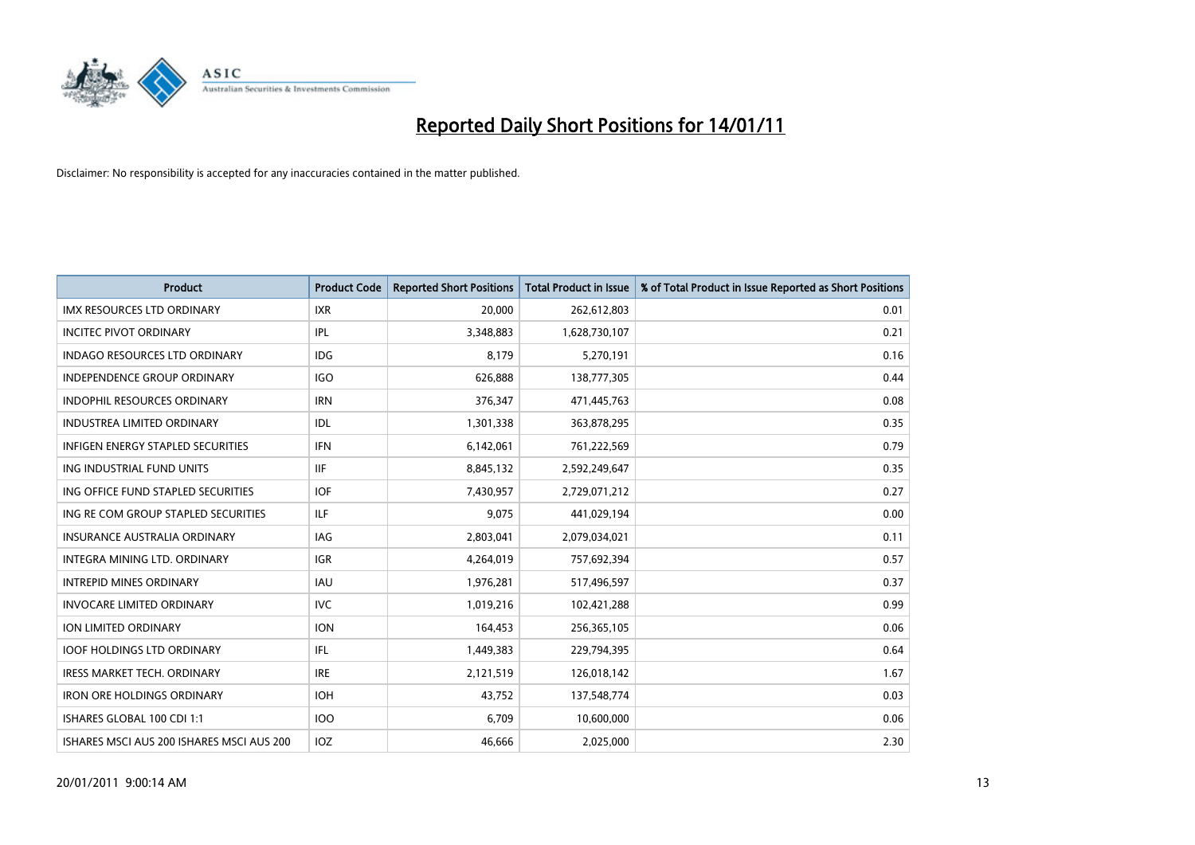# Reported Daily Short Positions for 14/01/11

Disclaimer: No responsibility is accepted for any inaccuracies contained in the matter published.

| Product | Product Code | Reported Short Positions | Total Product in Issue | % of Total Product in Issue Reported as Short Positions |
|---|---|---|---|---|
| IMX RESOURCES LTD ORDINARY | IXR | 20,000 | 262,612,803 | 0.01 |
| INCITEC PIVOT ORDINARY | IPL | 3,348,883 | 1,628,730,107 | 0.21 |
| INDAGO RESOURCES LTD ORDINARY | IDG | 8,179 | 5,270,191 | 0.16 |
| INDEPENDENCE GROUP ORDINARY | IGO | 626,888 | 138,777,305 | 0.44 |
| INDOPHIL RESOURCES ORDINARY | IRN | 376,347 | 471,445,763 | 0.08 |
| INDUSTREA LIMITED ORDINARY | IDL | 1,301,338 | 363,878,295 | 0.35 |
| INFIGEN ENERGY STAPLED SECURITIES | IFN | 6,142,061 | 761,222,569 | 0.79 |
| ING INDUSTRIAL FUND UNITS | IIF | 8,845,132 | 2,592,249,647 | 0.35 |
| ING OFFICE FUND STAPLED SECURITIES | IOF | 7,430,957 | 2,729,071,212 | 0.27 |
| ING RE COM GROUP STAPLED SECURITIES | ILF | 9,075 | 441,029,194 | 0.00 |
| INSURANCE AUSTRALIA ORDINARY | IAG | 2,803,041 | 2,079,034,021 | 0.11 |
| INTEGRA MINING LTD. ORDINARY | IGR | 4,264,019 | 757,692,394 | 0.57 |
| INTREPID MINES ORDINARY | IAU | 1,976,281 | 517,496,597 | 0.37 |
| INVOCARE LIMITED ORDINARY | IVC | 1,019,216 | 102,421,288 | 0.99 |
| ION LIMITED ORDINARY | ION | 164,453 | 256,365,105 | 0.06 |
| IOOF HOLDINGS LTD ORDINARY | IFL | 1,449,383 | 229,794,395 | 0.64 |
| IRESS MARKET TECH. ORDINARY | IRE | 2,121,519 | 126,018,142 | 1.67 |
| IRON ORE HOLDINGS ORDINARY | IOH | 43,752 | 137,548,774 | 0.03 |
| ISHARES GLOBAL 100 CDI 1:1 | IOO | 6,709 | 10,600,000 | 0.06 |
| ISHARES MSCI AUS 200 ISHARES MSCI AUS 200 | IOZ | 46,666 | 2,025,000 | 2.30 |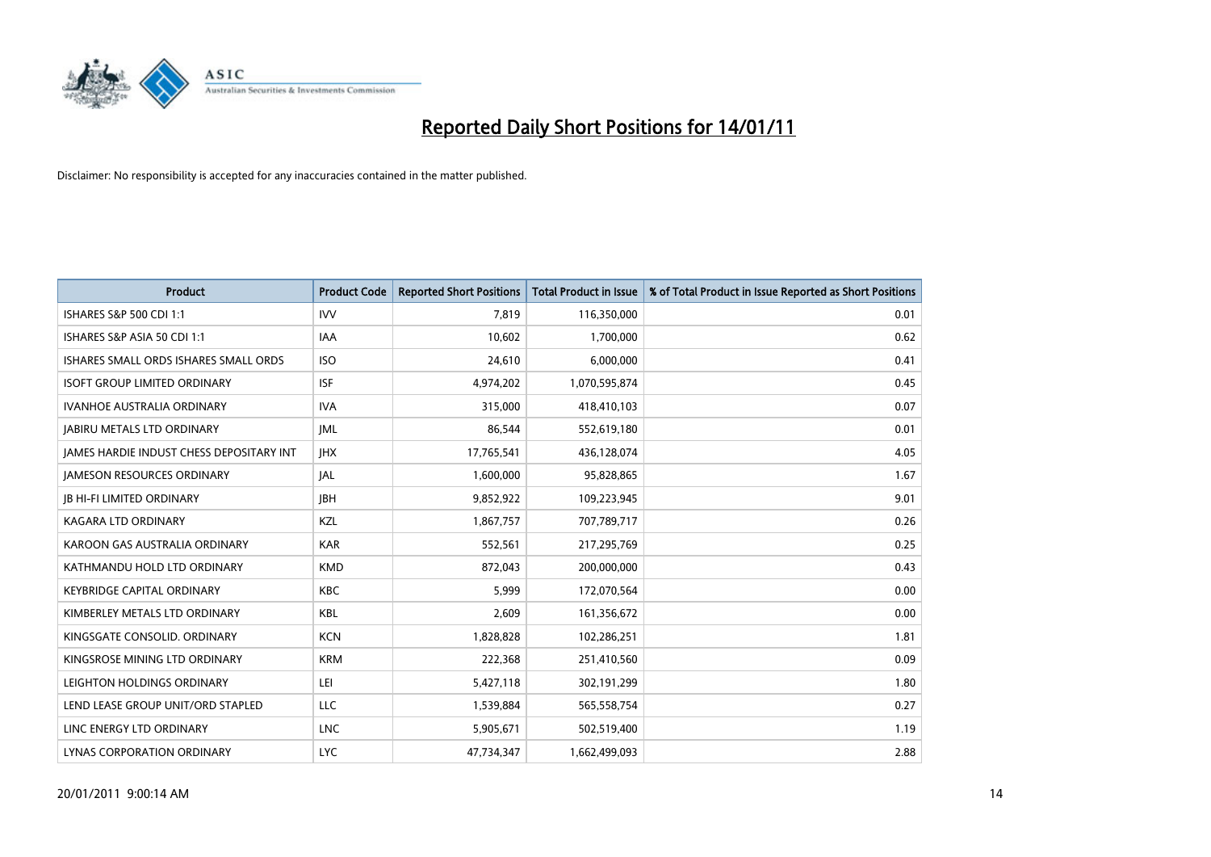# Reported Daily Short Positions for 14/01/11

Disclaimer: No responsibility is accepted for any inaccuracies contained in the matter published.

| Product | Product Code | Reported Short Positions | Total Product in Issue | % of Total Product in Issue Reported as Short Positions |
|---|---|---|---|---|
| ISHARES S&P 500 CDI 1:1 | IVV | 7,819 | 116,350,000 | 0.01 |
| ISHARES S&P ASIA 50 CDI 1:1 | IAA | 10,602 | 1,700,000 | 0.62 |
| ISHARES SMALL ORDS ISHARES SMALL ORDS | ISO | 24,610 | 6,000,000 | 0.41 |
| ISOFT GROUP LIMITED ORDINARY | ISF | 4,974,202 | 1,070,595,874 | 0.45 |
| IVANHOE AUSTRALIA ORDINARY | IVA | 315,000 | 418,410,103 | 0.07 |
| JABIRU METALS LTD ORDINARY | JML | 86,544 | 552,619,180 | 0.01 |
| JAMES HARDIE INDUST CHESS DEPOSITARY INT | JHX | 17,765,541 | 436,128,074 | 4.05 |
| JAMESON RESOURCES ORDINARY | JAL | 1,600,000 | 95,828,865 | 1.67 |
| JB HI-FI LIMITED ORDINARY | JBH | 9,852,922 | 109,223,945 | 9.01 |
| KAGARA LTD ORDINARY | KZL | 1,867,757 | 707,789,717 | 0.26 |
| KAROON GAS AUSTRALIA ORDINARY | KAR | 552,561 | 217,295,769 | 0.25 |
| KATHMANDU HOLD LTD ORDINARY | KMD | 872,043 | 200,000,000 | 0.43 |
| KEYBRIDGE CAPITAL ORDINARY | KBC | 5,999 | 172,070,564 | 0.00 |
| KIMBERLEY METALS LTD ORDINARY | KBL | 2,609 | 161,356,672 | 0.00 |
| KINGSGATE CONSOLID. ORDINARY | KCN | 1,828,828 | 102,286,251 | 1.81 |
| KINGSROSE MINING LTD ORDINARY | KRM | 222,368 | 251,410,560 | 0.09 |
| LEIGHTON HOLDINGS ORDINARY | LEI | 5,427,118 | 302,191,299 | 1.80 |
| LEND LEASE GROUP UNIT/ORD STAPLED | LLC | 1,539,884 | 565,558,754 | 0.27 |
| LINC ENERGY LTD ORDINARY | LNC | 5,905,671 | 502,519,400 | 1.19 |
| LYNAS CORPORATION ORDINARY | LYC | 47,734,347 | 1,662,499,093 | 2.88 |

20/01/2011 9:00:14 AM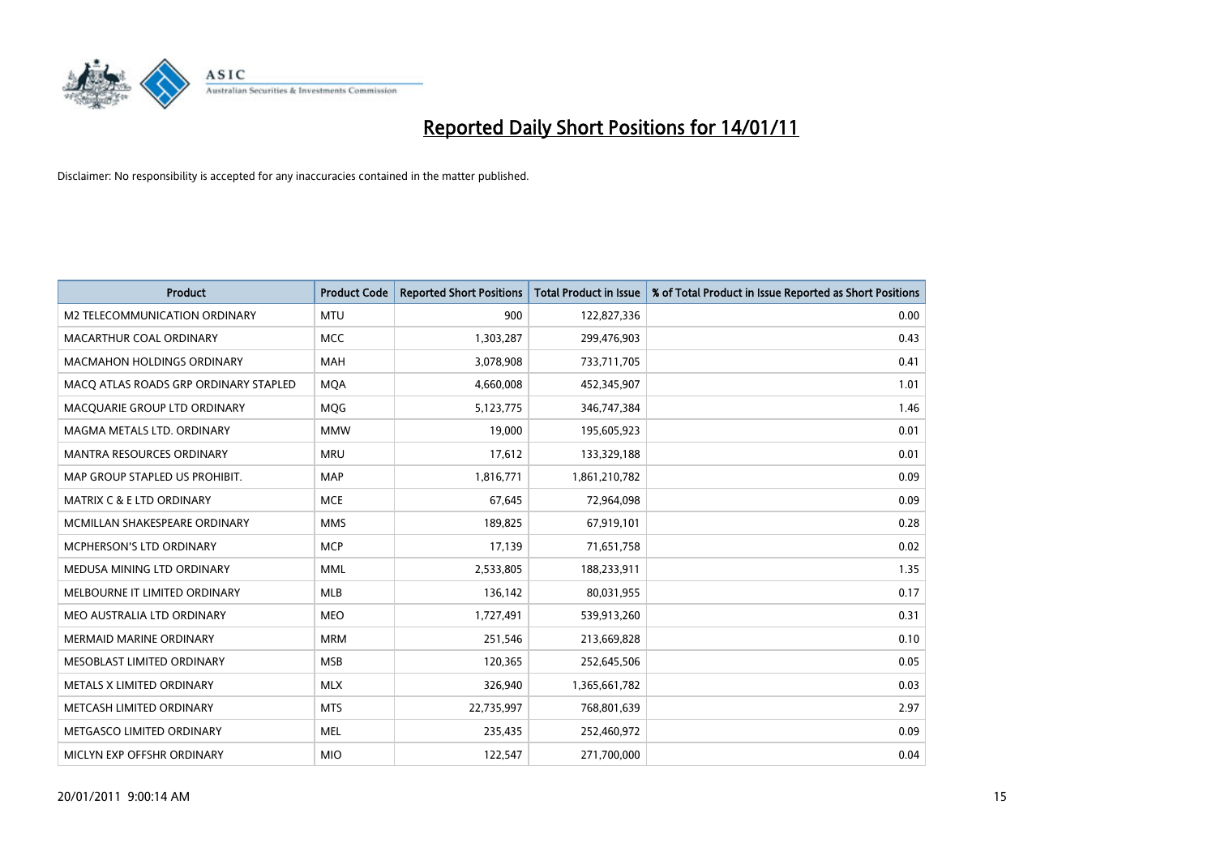# Reported Daily Short Positions for 14/01/11

Disclaimer: No responsibility is accepted for any inaccuracies contained in the matter published.

| Product | Product Code | Reported Short Positions | Total Product in Issue | % of Total Product in Issue Reported as Short Positions |
|---|---|---|---|---|
| M2 TELECOMMUNICATION ORDINARY | MTU | 900 | 122,827,336 | 0.00 |
| MACARTHUR COAL ORDINARY | MCC | 1,303,287 | 299,476,903 | 0.43 |
| MACMAHON HOLDINGS ORDINARY | MAH | 3,078,908 | 733,711,705 | 0.41 |
| MACQ ATLAS ROADS GRP ORDINARY STAPLED | MQA | 4,660,008 | 452,345,907 | 1.01 |
| MACQUARIE GROUP LTD ORDINARY | MQG | 5,123,775 | 346,747,384 | 1.46 |
| MAGMA METALS LTD. ORDINARY | MMW | 19,000 | 195,605,923 | 0.01 |
| MANTRA RESOURCES ORDINARY | MRU | 17,612 | 133,329,188 | 0.01 |
| MAP GROUP STAPLED US PROHIBIT. | MAP | 1,816,771 | 1,861,210,782 | 0.09 |
| MATRIX C & E LTD ORDINARY | MCE | 67,645 | 72,964,098 | 0.09 |
| MCMILLAN SHAKESPEARE ORDINARY | MMS | 189,825 | 67,919,101 | 0.28 |
| MCPHERSON'S LTD ORDINARY | MCP | 17,139 | 71,651,758 | 0.02 |
| MEDUSA MINING LTD ORDINARY | MML | 2,533,805 | 188,233,911 | 1.35 |
| MELBOURNE IT LIMITED ORDINARY | MLB | 136,142 | 80,031,955 | 0.17 |
| MEO AUSTRALIA LTD ORDINARY | MEO | 1,727,491 | 539,913,260 | 0.31 |
| MERMAID MARINE ORDINARY | MRM | 251,546 | 213,669,828 | 0.10 |
| MESOBLAST LIMITED ORDINARY | MSB | 120,365 | 252,645,506 | 0.05 |
| METALS X LIMITED ORDINARY | MLX | 326,940 | 1,365,661,782 | 0.03 |
| METCASH LIMITED ORDINARY | MTS | 22,735,997 | 768,801,639 | 2.97 |
| METGASCO LIMITED ORDINARY | MEL | 235,435 | 252,460,972 | 0.09 |
| MICLYN EXP OFFSHR ORDINARY | MIO | 122,547 | 271,700,000 | 0.04 |

20/01/2011 9:00:14 AM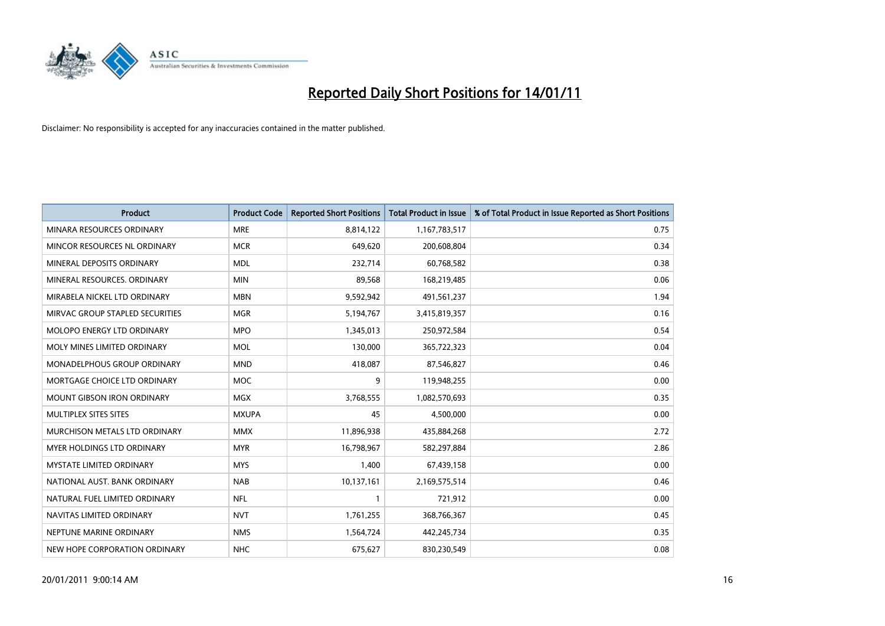# Reported Daily Short Positions for 14/01/11

Disclaimer: No responsibility is accepted for any inaccuracies contained in the matter published.

| Product | Product Code | Reported Short Positions | Total Product in Issue | % of Total Product in Issue Reported as Short Positions |
|---|---|---|---|---|
| MINARA RESOURCES ORDINARY | MRE | 8,814,122 | 1,167,783,517 | 0.75 |
| MINCOR RESOURCES NL ORDINARY | MCR | 649,620 | 200,608,804 | 0.34 |
| MINERAL DEPOSITS ORDINARY | MDL | 232,714 | 60,768,582 | 0.38 |
| MINERAL RESOURCES. ORDINARY | MIN | 89,568 | 168,219,485 | 0.06 |
| MIRABELA NICKEL LTD ORDINARY | MBN | 9,592,942 | 491,561,237 | 1.94 |
| MIRVAC GROUP STAPLED SECURITIES | MGR | 5,194,767 | 3,415,819,357 | 0.16 |
| MOLOPO ENERGY LTD ORDINARY | MPO | 1,345,013 | 250,972,584 | 0.54 |
| MOLY MINES LIMITED ORDINARY | MOL | 130,000 | 365,722,323 | 0.04 |
| MONADELPHOUS GROUP ORDINARY | MND | 418,087 | 87,546,827 | 0.46 |
| MORTGAGE CHOICE LTD ORDINARY | MOC | 9 | 119,948,255 | 0.00 |
| MOUNT GIBSON IRON ORDINARY | MGX | 3,768,555 | 1,082,570,693 | 0.35 |
| MULTIPLEX SITES SITES | MXUPA | 45 | 4,500,000 | 0.00 |
| MURCHISON METALS LTD ORDINARY | MMX | 11,896,938 | 435,884,268 | 2.72 |
| MYER HOLDINGS LTD ORDINARY | MYR | 16,798,967 | 582,297,884 | 2.86 |
| MYSTATE LIMITED ORDINARY | MYS | 1,400 | 67,439,158 | 0.00 |
| NATIONAL AUST. BANK ORDINARY | NAB | 10,137,161 | 2,169,575,514 | 0.46 |
| NATURAL FUEL LIMITED ORDINARY | NFL | 1 | 721,912 | 0.00 |
| NAVITAS LIMITED ORDINARY | NVT | 1,761,255 | 368,766,367 | 0.45 |
| NEPTUNE MARINE ORDINARY | NMS | 1,564,724 | 442,245,734 | 0.35 |
| NEW HOPE CORPORATION ORDINARY | NHC | 675,627 | 830,230,549 | 0.08 |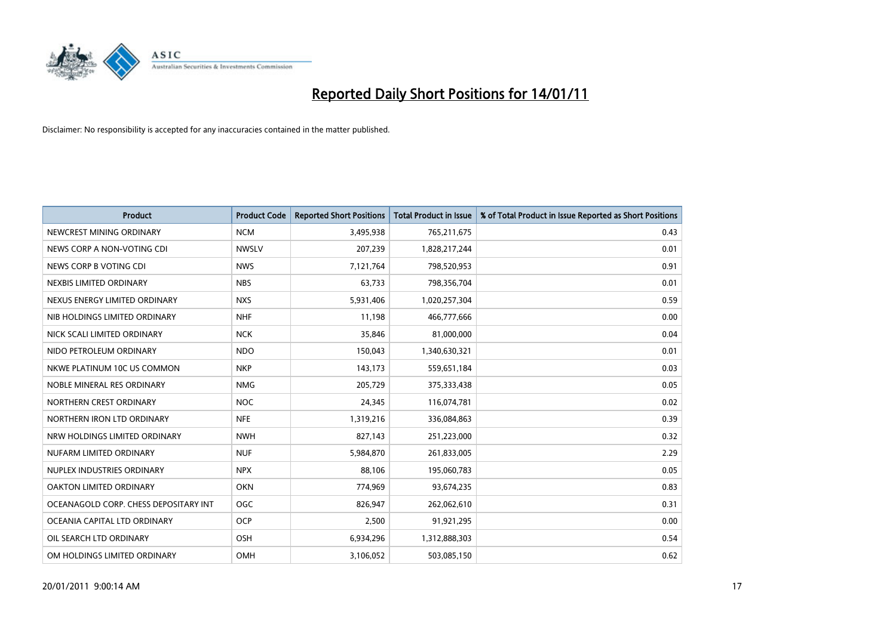# Reported Daily Short Positions for 14/01/11

Disclaimer: No responsibility is accepted for any inaccuracies contained in the matter published.

| Product | Product Code | Reported Short Positions | Total Product in Issue | % of Total Product in Issue Reported as Short Positions |
|---|---|---|---|---|
| NEWCREST MINING ORDINARY | NCM | 3,495,938 | 765,211,675 | 0.43 |
| NEWS CORP A NON-VOTING CDI | NWSLV | 207,239 | 1,828,217,244 | 0.01 |
| NEWS CORP B VOTING CDI | NWS | 7,121,764 | 798,520,953 | 0.91 |
| NEXBIS LIMITED ORDINARY | NBS | 63,733 | 798,356,704 | 0.01 |
| NEXUS ENERGY LIMITED ORDINARY | NXS | 5,931,406 | 1,020,257,304 | 0.59 |
| NIB HOLDINGS LIMITED ORDINARY | NHF | 11,198 | 466,777,666 | 0.00 |
| NICK SCALI LIMITED ORDINARY | NCK | 35,846 | 81,000,000 | 0.04 |
| NIDO PETROLEUM ORDINARY | NDO | 150,043 | 1,340,630,321 | 0.01 |
| NKWE PLATINUM 10C US COMMON | NKP | 143,173 | 559,651,184 | 0.03 |
| NOBLE MINERAL RES ORDINARY | NMG | 205,729 | 375,333,438 | 0.05 |
| NORTHERN CREST ORDINARY | NOC | 24,345 | 116,074,781 | 0.02 |
| NORTHERN IRON LTD ORDINARY | NFE | 1,319,216 | 336,084,863 | 0.39 |
| NRW HOLDINGS LIMITED ORDINARY | NWH | 827,143 | 251,223,000 | 0.32 |
| NUFARM LIMITED ORDINARY | NUF | 5,984,870 | 261,833,005 | 2.29 |
| NUPLEX INDUSTRIES ORDINARY | NPX | 88,106 | 195,060,783 | 0.05 |
| OAKTON LIMITED ORDINARY | OKN | 774,969 | 93,674,235 | 0.83 |
| OCEANAGOLD CORP. CHESS DEPOSITARY INT | OGC | 826,947 | 262,062,610 | 0.31 |
| OCEANIA CAPITAL LTD ORDINARY | OCP | 2,500 | 91,921,295 | 0.00 |
| OIL SEARCH LTD ORDINARY | OSH | 6,934,296 | 1,312,888,303 | 0.54 |
| OM HOLDINGS LIMITED ORDINARY | OMH | 3,106,052 | 503,085,150 | 0.62 |

20/01/2011 9:00:14 AM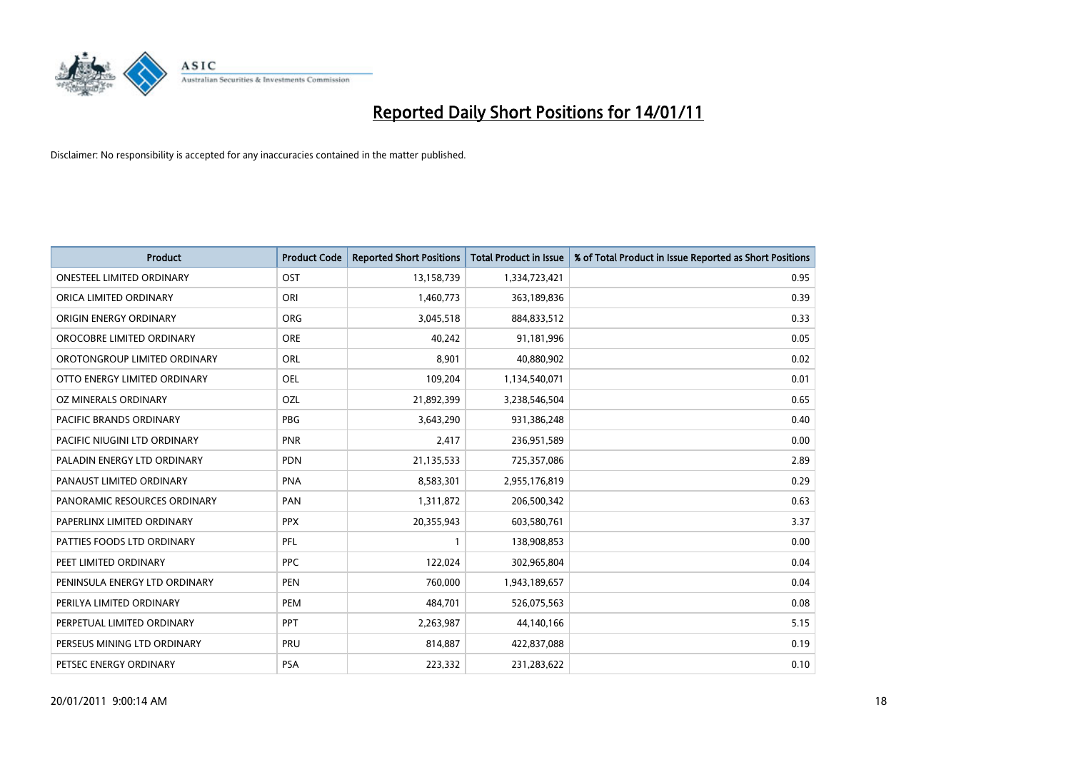# Reported Daily Short Positions for 14/01/11

Disclaimer: No responsibility is accepted for any inaccuracies contained in the matter published.

| Product | Product Code | Reported Short Positions | Total Product in Issue | % of Total Product in Issue Reported as Short Positions |
|---|---|---|---|---|
| ONESTEEL LIMITED ORDINARY | OST | 13,158,739 | 1,334,723,421 | 0.95 |
| ORICA LIMITED ORDINARY | ORI | 1,460,773 | 363,189,836 | 0.39 |
| ORIGIN ENERGY ORDINARY | ORG | 3,045,518 | 884,833,512 | 0.33 |
| OROCOBRE LIMITED ORDINARY | ORE | 40,242 | 91,181,996 | 0.05 |
| OROTONGROUP LIMITED ORDINARY | ORL | 8,901 | 40,880,902 | 0.02 |
| OTTO ENERGY LIMITED ORDINARY | OEL | 109,204 | 1,134,540,071 | 0.01 |
| OZ MINERALS ORDINARY | OZL | 21,892,399 | 3,238,546,504 | 0.65 |
| PACIFIC BRANDS ORDINARY | PBG | 3,643,290 | 931,386,248 | 0.40 |
| PACIFIC NIUGINI LTD ORDINARY | PNR | 2,417 | 236,951,589 | 0.00 |
| PALADIN ENERGY LTD ORDINARY | PDN | 21,135,533 | 725,357,086 | 2.89 |
| PANAUST LIMITED ORDINARY | PNA | 8,583,301 | 2,955,176,819 | 0.29 |
| PANORAMIC RESOURCES ORDINARY | PAN | 1,311,872 | 206,500,342 | 0.63 |
| PAPERLINX LIMITED ORDINARY | PPX | 20,355,943 | 603,580,761 | 3.37 |
| PATTIES FOODS LTD ORDINARY | PFL | 1 | 138,908,853 | 0.00 |
| PEET LIMITED ORDINARY | PPC | 122,024 | 302,965,804 | 0.04 |
| PENINSULA ENERGY LTD ORDINARY | PEN | 760,000 | 1,943,189,657 | 0.04 |
| PERILYA LIMITED ORDINARY | PEM | 484,701 | 526,075,563 | 0.08 |
| PERPETUAL LIMITED ORDINARY | PPT | 2,263,987 | 44,140,166 | 5.15 |
| PERSEUS MINING LTD ORDINARY | PRU | 814,887 | 422,837,088 | 0.19 |
| PETSEC ENERGY ORDINARY | PSA | 223,332 | 231,283,622 | 0.10 |

20/01/2011 9:00:14 AM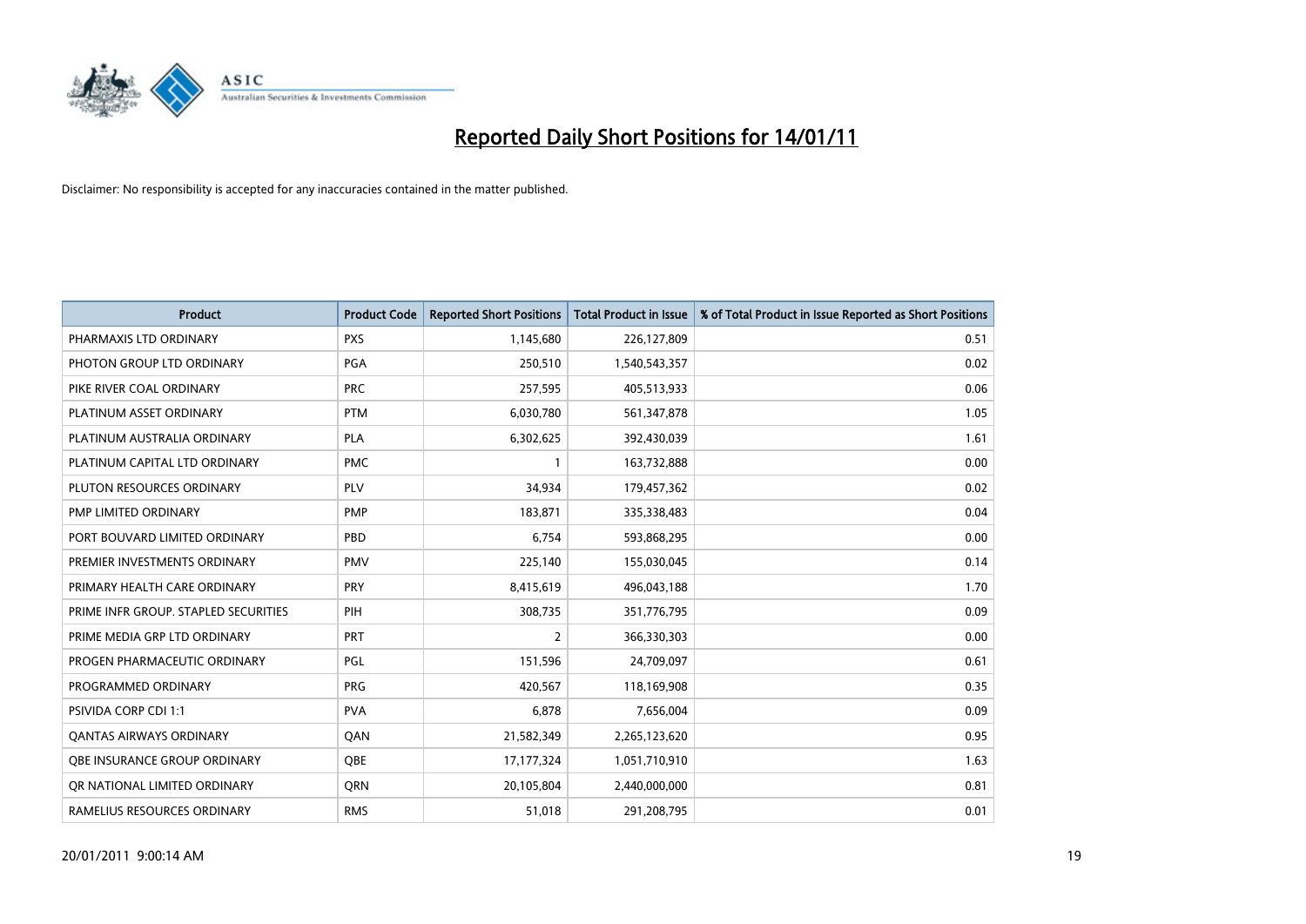# Reported Daily Short Positions for 14/01/11

Disclaimer: No responsibility is accepted for any inaccuracies contained in the matter published.

| Product | Product Code | Reported Short Positions | Total Product in Issue | % of Total Product in Issue Reported as Short Positions |
|---|---|---|---|---|
| PHARMAXIS LTD ORDINARY | PXS | 1,145,680 | 226,127,809 | 0.51 |
| PHOTON GROUP LTD ORDINARY | PGA | 250,510 | 1,540,543,357 | 0.02 |
| PIKE RIVER COAL ORDINARY | PRC | 257,595 | 405,513,933 | 0.06 |
| PLATINUM ASSET ORDINARY | PTM | 6,030,780 | 561,347,878 | 1.05 |
| PLATINUM AUSTRALIA ORDINARY | PLA | 6,302,625 | 392,430,039 | 1.61 |
| PLATINUM CAPITAL LTD ORDINARY | PMC | 1 | 163,732,888 | 0.00 |
| PLUTON RESOURCES ORDINARY | PLV | 34,934 | 179,457,362 | 0.02 |
| PMP LIMITED ORDINARY | PMP | 183,871 | 335,338,483 | 0.04 |
| PORT BOUVARD LIMITED ORDINARY | PBD | 6,754 | 593,868,295 | 0.00 |
| PREMIER INVESTMENTS ORDINARY | PMV | 225,140 | 155,030,045 | 0.14 |
| PRIMARY HEALTH CARE ORDINARY | PRY | 8,415,619 | 496,043,188 | 1.70 |
| PRIME INFR GROUP. STAPLED SECURITIES | PIH | 308,735 | 351,776,795 | 0.09 |
| PRIME MEDIA GRP LTD ORDINARY | PRT | 2 | 366,330,303 | 0.00 |
| PROGEN PHARMACEUTIC ORDINARY | PGL | 151,596 | 24,709,097 | 0.61 |
| PROGRAMMED ORDINARY | PRG | 420,567 | 118,169,908 | 0.35 |
| PSIVIDA CORP CDI 1:1 | PVA | 6,878 | 7,656,004 | 0.09 |
| QANTAS AIRWAYS ORDINARY | QAN | 21,582,349 | 2,265,123,620 | 0.95 |
| QBE INSURANCE GROUP ORDINARY | QBE | 17,177,324 | 1,051,710,910 | 1.63 |
| QR NATIONAL LIMITED ORDINARY | QRN | 20,105,804 | 2,440,000,000 | 0.81 |
| RAMELIUS RESOURCES ORDINARY | RMS | 51,018 | 291,208,795 | 0.01 |

20/01/2011 9:00:14 AM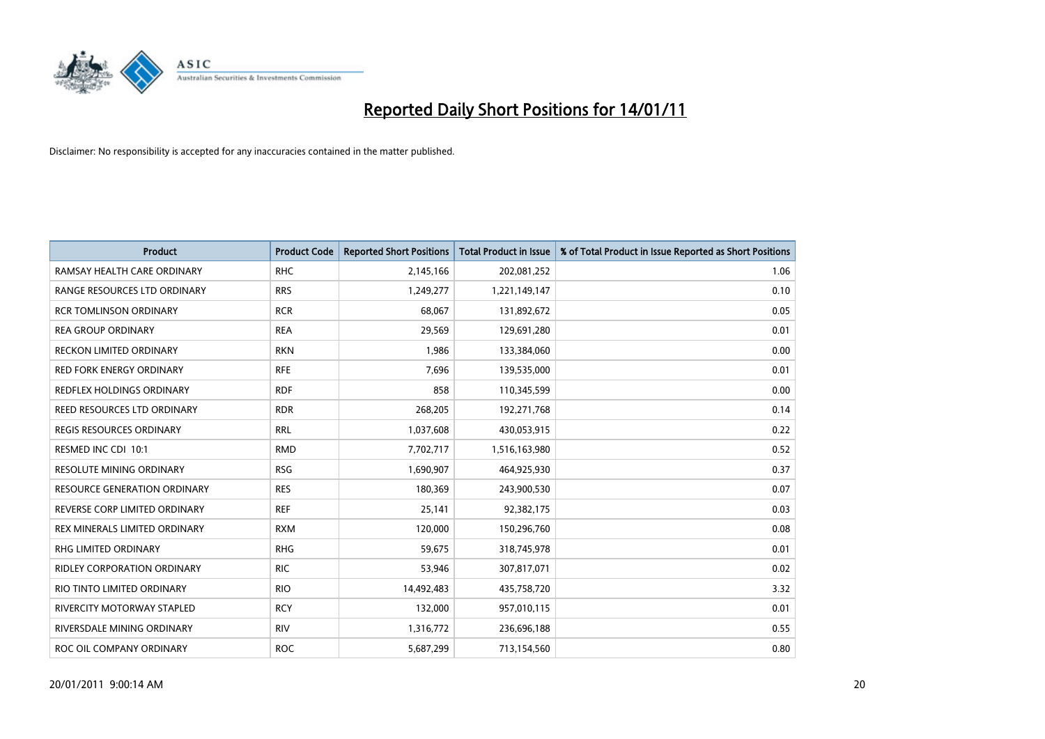# Reported Daily Short Positions for 14/01/11

Disclaimer: No responsibility is accepted for any inaccuracies contained in the matter published.

| Product | Product Code | Reported Short Positions | Total Product in Issue | % of Total Product in Issue Reported as Short Positions |
|---|---|---|---|---|
| RAMSAY HEALTH CARE ORDINARY | RHC | 2,145,166 | 202,081,252 | 1.06 |
| RANGE RESOURCES LTD ORDINARY | RRS | 1,249,277 | 1,221,149,147 | 0.10 |
| RCR TOMLINSON ORDINARY | RCR | 68,067 | 131,892,672 | 0.05 |
| REA GROUP ORDINARY | REA | 29,569 | 129,691,280 | 0.01 |
| RECKON LIMITED ORDINARY | RKN | 1,986 | 133,384,060 | 0.00 |
| RED FORK ENERGY ORDINARY | RFE | 7,696 | 139,535,000 | 0.01 |
| REDFLEX HOLDINGS ORDINARY | RDF | 858 | 110,345,599 | 0.00 |
| REED RESOURCES LTD ORDINARY | RDR | 268,205 | 192,271,768 | 0.14 |
| REGIS RESOURCES ORDINARY | RRL | 1,037,608 | 430,053,915 | 0.22 |
| RESMED INC CDI 10:1 | RMD | 7,702,717 | 1,516,163,980 | 0.52 |
| RESOLUTE MINING ORDINARY | RSG | 1,690,907 | 464,925,930 | 0.37 |
| RESOURCE GENERATION ORDINARY | RES | 180,369 | 243,900,530 | 0.07 |
| REVERSE CORP LIMITED ORDINARY | REF | 25,141 | 92,382,175 | 0.03 |
| REX MINERALS LIMITED ORDINARY | RXM | 120,000 | 150,296,760 | 0.08 |
| RHG LIMITED ORDINARY | RHG | 59,675 | 318,745,978 | 0.01 |
| RIDLEY CORPORATION ORDINARY | RIC | 53,946 | 307,817,071 | 0.02 |
| RIO TINTO LIMITED ORDINARY | RIO | 14,492,483 | 435,758,720 | 3.32 |
| RIVERCITY MOTORWAY STAPLED | RCY | 132,000 | 957,010,115 | 0.01 |
| RIVERSDALE MINING ORDINARY | RIV | 1,316,772 | 236,696,188 | 0.55 |
| ROC OIL COMPANY ORDINARY | ROC | 5,687,299 | 713,154,560 | 0.80 |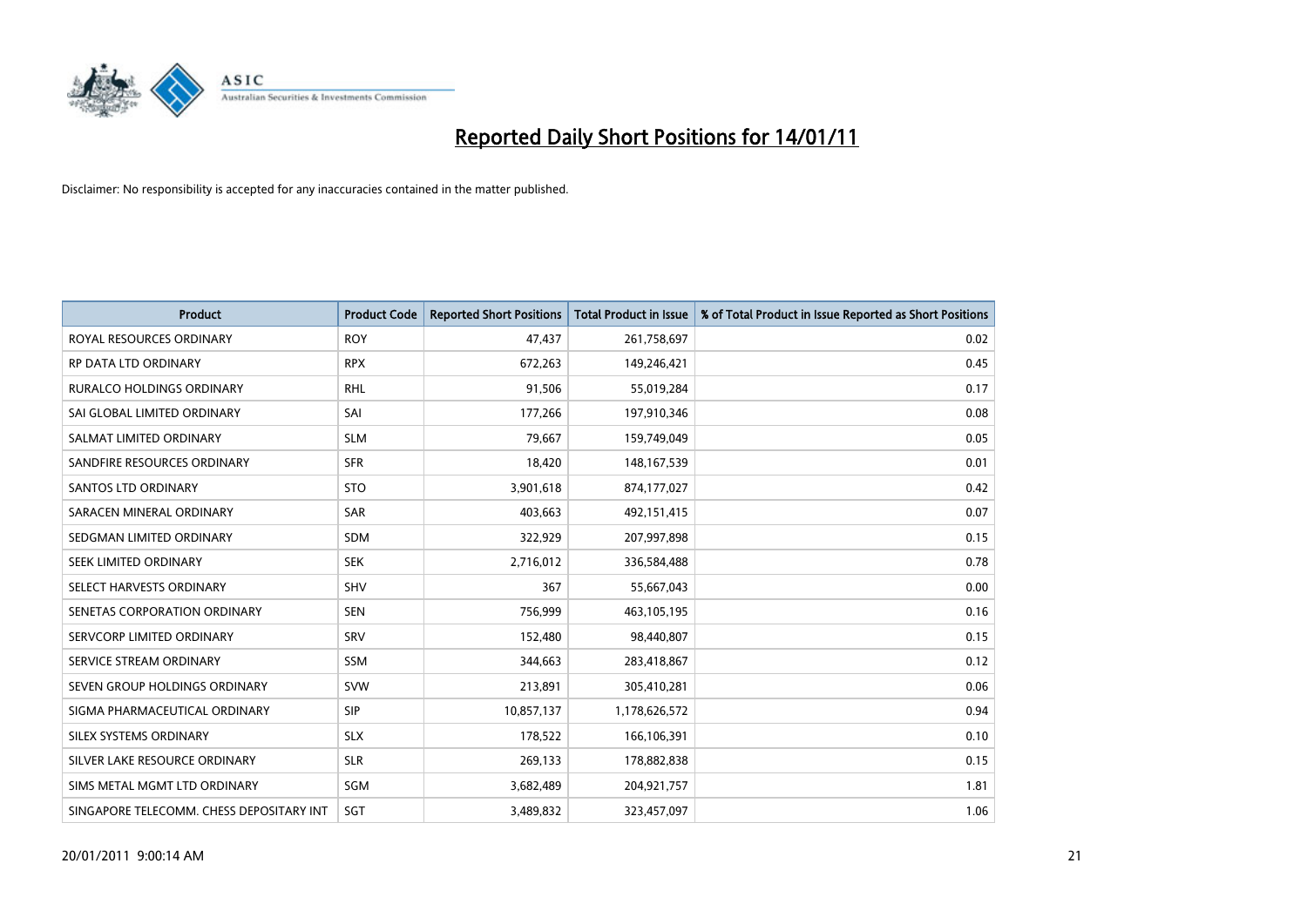# Reported Daily Short Positions for 14/01/11

Disclaimer: No responsibility is accepted for any inaccuracies contained in the matter published.

| Product | Product Code | Reported Short Positions | Total Product in Issue | % of Total Product in Issue Reported as Short Positions |
|---|---|---|---|---|
| ROYAL RESOURCES ORDINARY | ROY | 47,437 | 261,758,697 | 0.02 |
| RP DATA LTD ORDINARY | RPX | 672,263 | 149,246,421 | 0.45 |
| RURALCO HOLDINGS ORDINARY | RHL | 91,506 | 55,019,284 | 0.17 |
| SAI GLOBAL LIMITED ORDINARY | SAI | 177,266 | 197,910,346 | 0.08 |
| SALMAT LIMITED ORDINARY | SLM | 79,667 | 159,749,049 | 0.05 |
| SANDFIRE RESOURCES ORDINARY | SFR | 18,420 | 148,167,539 | 0.01 |
| SANTOS LTD ORDINARY | STO | 3,901,618 | 874,177,027 | 0.42 |
| SARACEN MINERAL ORDINARY | SAR | 403,663 | 492,151,415 | 0.07 |
| SEDGMAN LIMITED ORDINARY | SDM | 322,929 | 207,997,898 | 0.15 |
| SEEK LIMITED ORDINARY | SEK | 2,716,012 | 336,584,488 | 0.78 |
| SELECT HARVESTS ORDINARY | SHV | 367 | 55,667,043 | 0.00 |
| SENETAS CORPORATION ORDINARY | SEN | 756,999 | 463,105,195 | 0.16 |
| SERVCORP LIMITED ORDINARY | SRV | 152,480 | 98,440,807 | 0.15 |
| SERVICE STREAM ORDINARY | SSM | 344,663 | 283,418,867 | 0.12 |
| SEVEN GROUP HOLDINGS ORDINARY | SVW | 213,891 | 305,410,281 | 0.06 |
| SIGMA PHARMACEUTICAL ORDINARY | SIP | 10,857,137 | 1,178,626,572 | 0.94 |
| SILEX SYSTEMS ORDINARY | SLX | 178,522 | 166,106,391 | 0.10 |
| SILVER LAKE RESOURCE ORDINARY | SLR | 269,133 | 178,882,838 | 0.15 |
| SIMS METAL MGMT LTD ORDINARY | SGM | 3,682,489 | 204,921,757 | 1.81 |
| SINGAPORE TELECOMM. CHESS DEPOSITARY INT | SGT | 3,489,832 | 323,457,097 | 1.06 |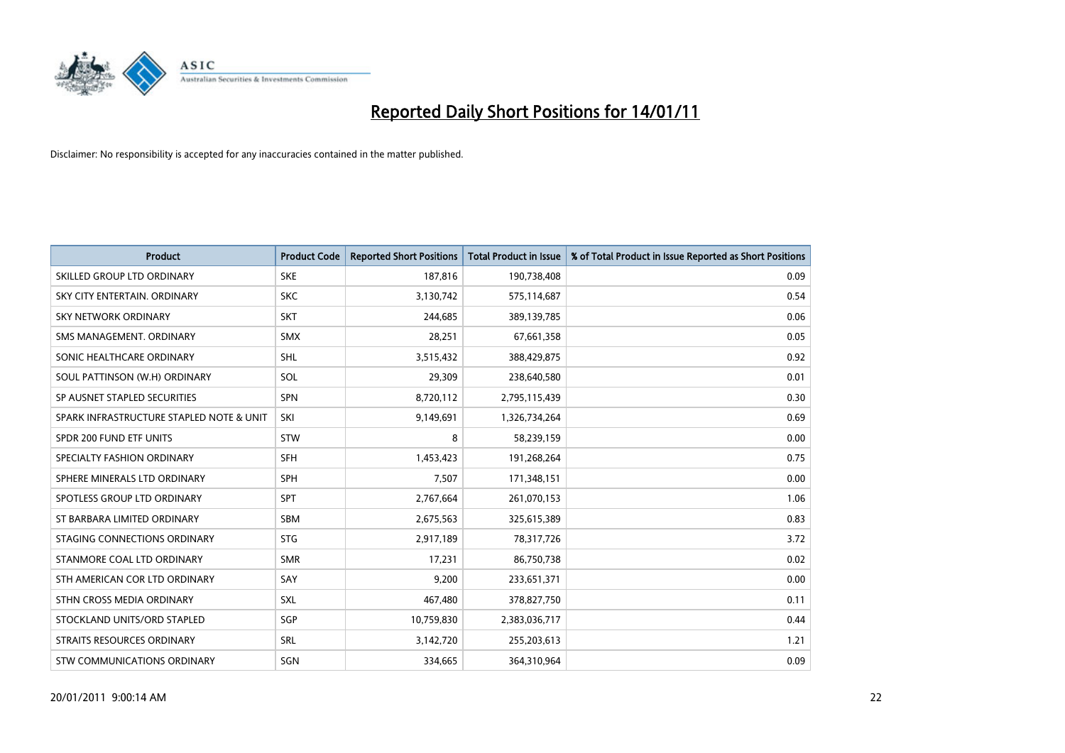# Reported Daily Short Positions for 14/01/11

Disclaimer: No responsibility is accepted for any inaccuracies contained in the matter published.

| Product | Product Code | Reported Short Positions | Total Product in Issue | % of Total Product in Issue Reported as Short Positions |
|---|---|---|---|---|
| SKILLED GROUP LTD ORDINARY | SKE | 187,816 | 190,738,408 | 0.09 |
| SKY CITY ENTERTAIN. ORDINARY | SKC | 3,130,742 | 575,114,687 | 0.54 |
| SKY NETWORK ORDINARY | SKT | 244,685 | 389,139,785 | 0.06 |
| SMS MANAGEMENT. ORDINARY | SMX | 28,251 | 67,661,358 | 0.05 |
| SONIC HEALTHCARE ORDINARY | SHL | 3,515,432 | 388,429,875 | 0.92 |
| SOUL PATTINSON (W.H) ORDINARY | SOL | 29,309 | 238,640,580 | 0.01 |
| SP AUSNET STAPLED SECURITIES | SPN | 8,720,112 | 2,795,115,439 | 0.30 |
| SPARK INFRASTRUCTURE STAPLED NOTE & UNIT | SKI | 9,149,691 | 1,326,734,264 | 0.69 |
| SPDR 200 FUND ETF UNITS | STW | 8 | 58,239,159 | 0.00 |
| SPECIALTY FASHION ORDINARY | SFH | 1,453,423 | 191,268,264 | 0.75 |
| SPHERE MINERALS LTD ORDINARY | SPH | 7,507 | 171,348,151 | 0.00 |
| SPOTLESS GROUP LTD ORDINARY | SPT | 2,767,664 | 261,070,153 | 1.06 |
| ST BARBARA LIMITED ORDINARY | SBM | 2,675,563 | 325,615,389 | 0.83 |
| STAGING CONNECTIONS ORDINARY | STG | 2,917,189 | 78,317,726 | 3.72 |
| STANMORE COAL LTD ORDINARY | SMR | 17,231 | 86,750,738 | 0.02 |
| STH AMERICAN COR LTD ORDINARY | SAY | 9,200 | 233,651,371 | 0.00 |
| STHN CROSS MEDIA ORDINARY | SXL | 467,480 | 378,827,750 | 0.11 |
| STOCKLAND UNITS/ORD STAPLED | SGP | 10,759,830 | 2,383,036,717 | 0.44 |
| STRAITS RESOURCES ORDINARY | SRL | 3,142,720 | 255,203,613 | 1.21 |
| STW COMMUNICATIONS ORDINARY | SGN | 334,665 | 364,310,964 | 0.09 |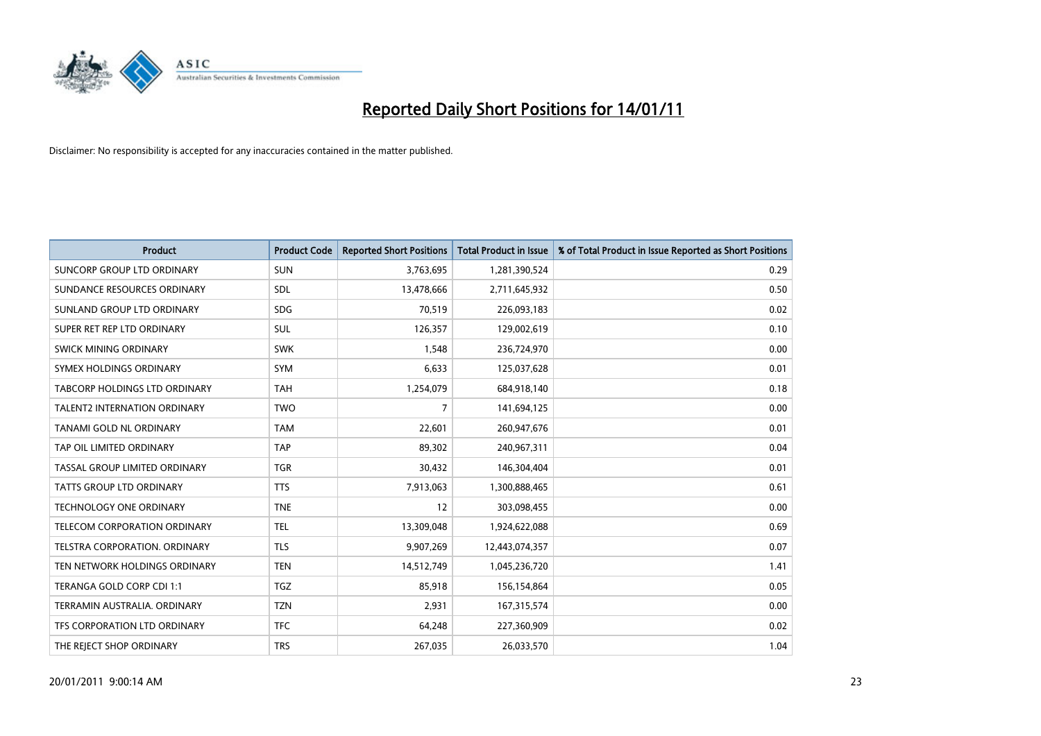# Reported Daily Short Positions for 14/01/11

Disclaimer: No responsibility is accepted for any inaccuracies contained in the matter published.

| Product | Product Code | Reported Short Positions | Total Product in Issue | % of Total Product in Issue Reported as Short Positions |
|---|---|---|---|---|
| SUNCORP GROUP LTD ORDINARY | SUN | 3,763,695 | 1,281,390,524 | 0.29 |
| SUNDANCE RESOURCES ORDINARY | SDL | 13,478,666 | 2,711,645,932 | 0.50 |
| SUNLAND GROUP LTD ORDINARY | SDG | 70,519 | 226,093,183 | 0.02 |
| SUPER RET REP LTD ORDINARY | SUL | 126,357 | 129,002,619 | 0.10 |
| SWICK MINING ORDINARY | SWK | 1,548 | 236,724,970 | 0.00 |
| SYMEX HOLDINGS ORDINARY | SYM | 6,633 | 125,037,628 | 0.01 |
| TABCORP HOLDINGS LTD ORDINARY | TAH | 1,254,079 | 684,918,140 | 0.18 |
| TALENT2 INTERNATION ORDINARY | TWO | 7 | 141,694,125 | 0.00 |
| TANAMI GOLD NL ORDINARY | TAM | 22,601 | 260,947,676 | 0.01 |
| TAP OIL LIMITED ORDINARY | TAP | 89,302 | 240,967,311 | 0.04 |
| TASSAL GROUP LIMITED ORDINARY | TGR | 30,432 | 146,304,404 | 0.01 |
| TATTS GROUP LTD ORDINARY | TTS | 7,913,063 | 1,300,888,465 | 0.61 |
| TECHNOLOGY ONE ORDINARY | TNE | 12 | 303,098,455 | 0.00 |
| TELECOM CORPORATION ORDINARY | TEL | 13,309,048 | 1,924,622,088 | 0.69 |
| TELSTRA CORPORATION. ORDINARY | TLS | 9,907,269 | 12,443,074,357 | 0.07 |
| TEN NETWORK HOLDINGS ORDINARY | TEN | 14,512,749 | 1,045,236,720 | 1.41 |
| TERANGA GOLD CORP CDI 1:1 | TGZ | 85,918 | 156,154,864 | 0.05 |
| TERRAMIN AUSTRALIA. ORDINARY | TZN | 2,931 | 167,315,574 | 0.00 |
| TFS CORPORATION LTD ORDINARY | TFC | 64,248 | 227,360,909 | 0.02 |
| THE REJECT SHOP ORDINARY | TRS | 267,035 | 26,033,570 | 1.04 |

20/01/2011 9:00:14 AM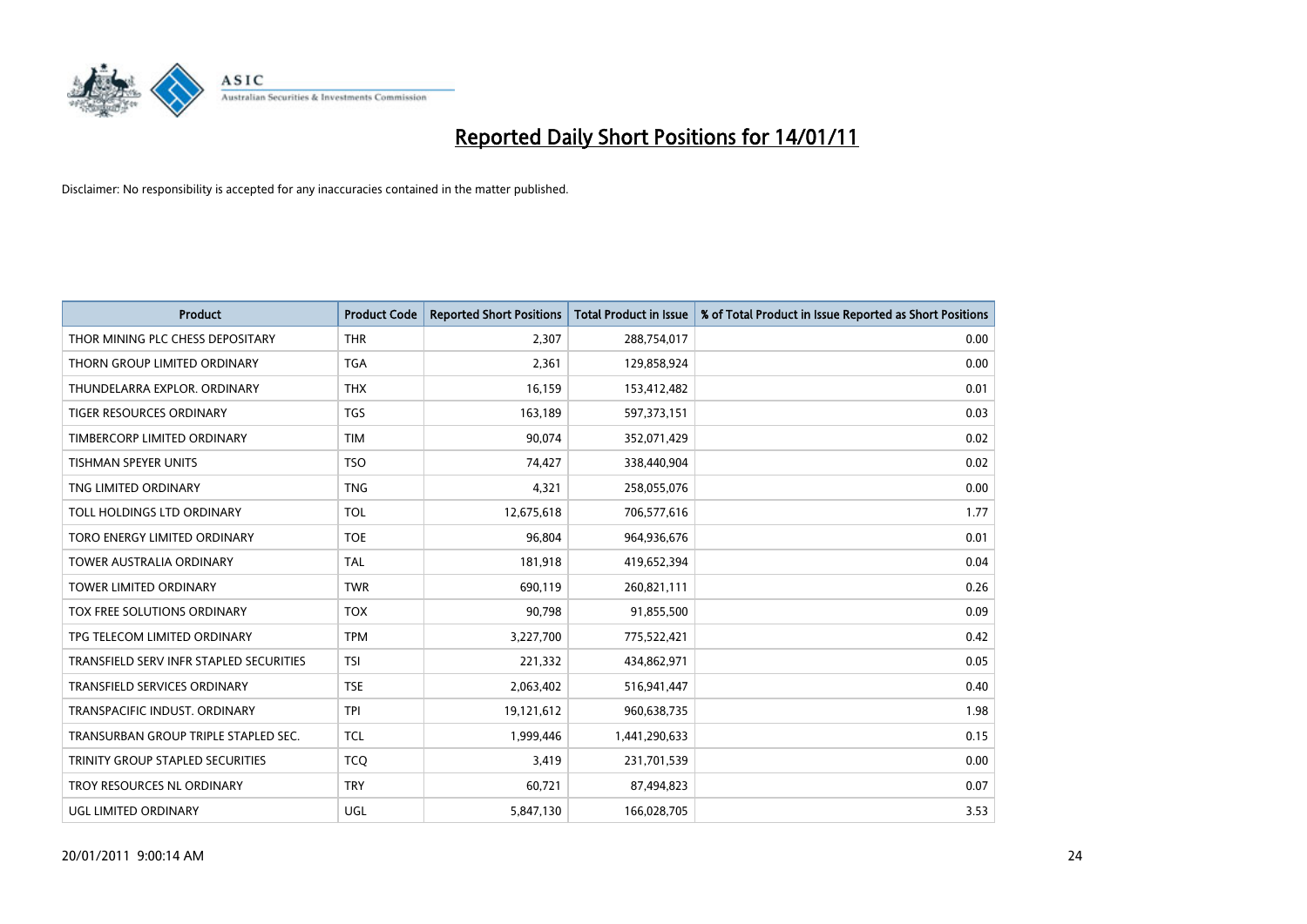# Reported Daily Short Positions for 14/01/11

Disclaimer: No responsibility is accepted for any inaccuracies contained in the matter published.

| Product | Product Code | Reported Short Positions | Total Product in Issue | % of Total Product in Issue Reported as Short Positions |
|---|---|---|---|---|
| THOR MINING PLC CHESS DEPOSITARY | THR | 2,307 | 288,754,017 | 0.00 |
| THORN GROUP LIMITED ORDINARY | TGA | 2,361 | 129,858,924 | 0.00 |
| THUNDELARRA EXPLOR. ORDINARY | THX | 16,159 | 153,412,482 | 0.01 |
| TIGER RESOURCES ORDINARY | TGS | 163,189 | 597,373,151 | 0.03 |
| TIMBERCORP LIMITED ORDINARY | TIM | 90,074 | 352,071,429 | 0.02 |
| TISHMAN SPEYER UNITS | TSO | 74,427 | 338,440,904 | 0.02 |
| TNG LIMITED ORDINARY | TNG | 4,321 | 258,055,076 | 0.00 |
| TOLL HOLDINGS LTD ORDINARY | TOL | 12,675,618 | 706,577,616 | 1.77 |
| TORO ENERGY LIMITED ORDINARY | TOE | 96,804 | 964,936,676 | 0.01 |
| TOWER AUSTRALIA ORDINARY | TAL | 181,918 | 419,652,394 | 0.04 |
| TOWER LIMITED ORDINARY | TWR | 690,119 | 260,821,111 | 0.26 |
| TOX FREE SOLUTIONS ORDINARY | TOX | 90,798 | 91,855,500 | 0.09 |
| TPG TELECOM LIMITED ORDINARY | TPM | 3,227,700 | 775,522,421 | 0.42 |
| TRANSFIELD SERV INFR STAPLED SECURITIES | TSI | 221,332 | 434,862,971 | 0.05 |
| TRANSFIELD SERVICES ORDINARY | TSE | 2,063,402 | 516,941,447 | 0.40 |
| TRANSPACIFIC INDUST. ORDINARY | TPI | 19,121,612 | 960,638,735 | 1.98 |
| TRANSURBAN GROUP TRIPLE STAPLED SEC. | TCL | 1,999,446 | 1,441,290,633 | 0.15 |
| TRINITY GROUP STAPLED SECURITIES | TCQ | 3,419 | 231,701,539 | 0.00 |
| TROY RESOURCES NL ORDINARY | TRY | 60,721 | 87,494,823 | 0.07 |
| UGL LIMITED ORDINARY | UGL | 5,847,130 | 166,028,705 | 3.53 |

20/01/2011 9:00:14 AM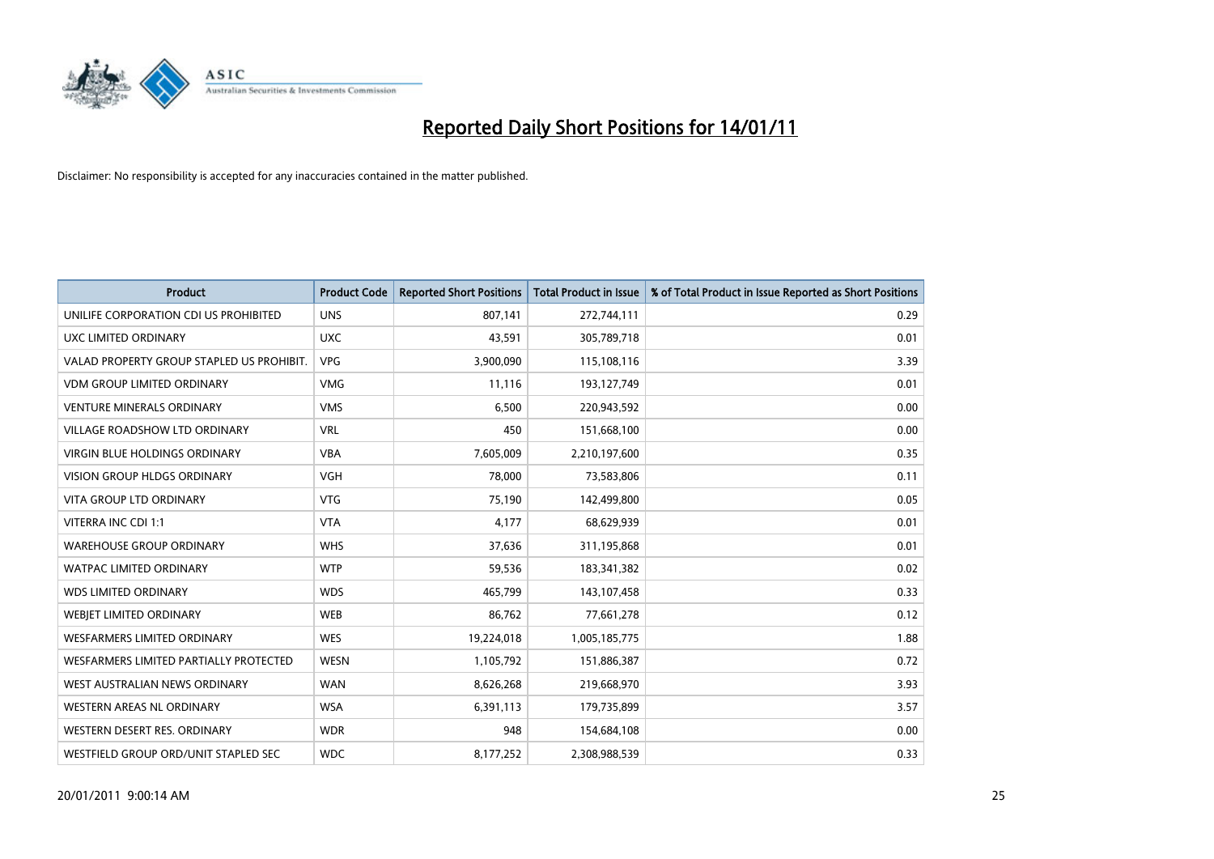# Reported Daily Short Positions for 14/01/11

Disclaimer: No responsibility is accepted for any inaccuracies contained in the matter published.

| Product | Product Code | Reported Short Positions | Total Product in Issue | % of Total Product in Issue Reported as Short Positions |
|---|---|---|---|---|
| UNILIFE CORPORATION CDI US PROHIBITED | UNS | 807,141 | 272,744,111 | 0.29 |
| UXC LIMITED ORDINARY | UXC | 43,591 | 305,789,718 | 0.01 |
| VALAD PROPERTY GROUP STAPLED US PROHIBIT. | VPG | 3,900,090 | 115,108,116 | 3.39 |
| VDM GROUP LIMITED ORDINARY | VMG | 11,116 | 193,127,749 | 0.01 |
| VENTURE MINERALS ORDINARY | VMS | 6,500 | 220,943,592 | 0.00 |
| VILLAGE ROADSHOW LTD ORDINARY | VRL | 450 | 151,668,100 | 0.00 |
| VIRGIN BLUE HOLDINGS ORDINARY | VBA | 7,605,009 | 2,210,197,600 | 0.35 |
| VISION GROUP HLDGS ORDINARY | VGH | 78,000 | 73,583,806 | 0.11 |
| VITA GROUP LTD ORDINARY | VTG | 75,190 | 142,499,800 | 0.05 |
| VITERRA INC CDI 1:1 | VTA | 4,177 | 68,629,939 | 0.01 |
| WAREHOUSE GROUP ORDINARY | WHS | 37,636 | 311,195,868 | 0.01 |
| WATPAC LIMITED ORDINARY | WTP | 59,536 | 183,341,382 | 0.02 |
| WDS LIMITED ORDINARY | WDS | 465,799 | 143,107,458 | 0.33 |
| WEBJET LIMITED ORDINARY | WEB | 86,762 | 77,661,278 | 0.12 |
| WESFARMERS LIMITED ORDINARY | WES | 19,224,018 | 1,005,185,775 | 1.88 |
| WESFARMERS LIMITED PARTIALLY PROTECTED | WESN | 1,105,792 | 151,886,387 | 0.72 |
| WEST AUSTRALIAN NEWS ORDINARY | WAN | 8,626,268 | 219,668,970 | 3.93 |
| WESTERN AREAS NL ORDINARY | WSA | 6,391,113 | 179,735,899 | 3.57 |
| WESTERN DESERT RES. ORDINARY | WDR | 948 | 154,684,108 | 0.00 |
| WESTFIELD GROUP ORD/UNIT STAPLED SEC | WDC | 8,177,252 | 2,308,988,539 | 0.33 |

20/01/2011 9:00:14 AM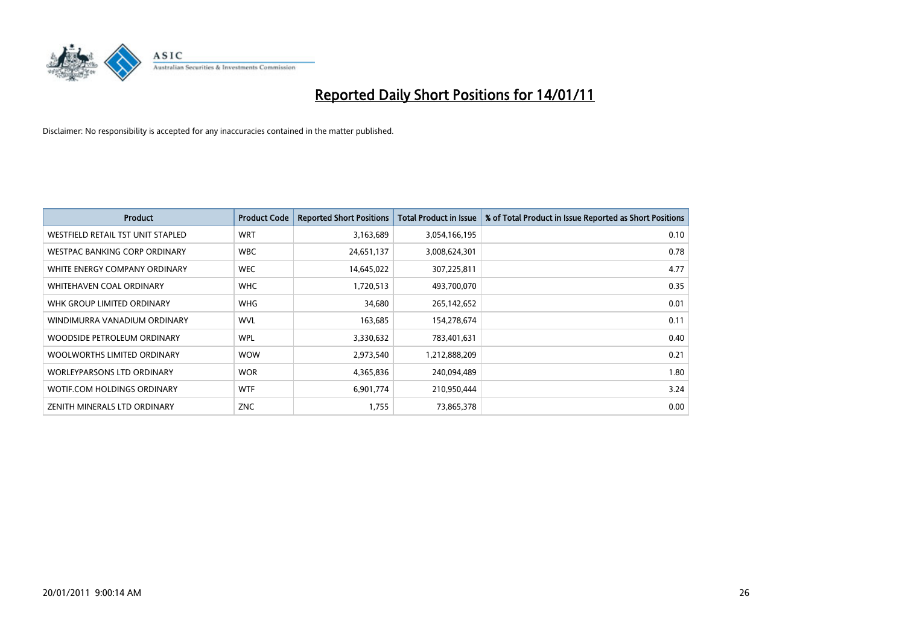# Reported Daily Short Positions for 14/01/11

Disclaimer: No responsibility is accepted for any inaccuracies contained in the matter published.

| Product | Product Code | Reported Short Positions | Total Product in Issue | % of Total Product in Issue Reported as Short Positions |
|---|---|---|---|---|
| WESTFIELD RETAIL TST UNIT STAPLED | WRT | 3,163,689 | 3,054,166,195 | 0.10 |
| WESTPAC BANKING CORP ORDINARY | WBC | 24,651,137 | 3,008,624,301 | 0.78 |
| WHITE ENERGY COMPANY ORDINARY | WEC | 14,645,022 | 307,225,811 | 4.77 |
| WHITEHAVEN COAL ORDINARY | WHC | 1,720,513 | 493,700,070 | 0.35 |
| WHK GROUP LIMITED ORDINARY | WHG | 34,680 | 265,142,652 | 0.01 |
| WINDIMURRA VANADIUM ORDINARY | WVL | 163,685 | 154,278,674 | 0.11 |
| WOODSIDE PETROLEUM ORDINARY | WPL | 3,330,632 | 783,401,631 | 0.40 |
| WOOLWORTHS LIMITED ORDINARY | WOW | 2,973,540 | 1,212,888,209 | 0.21 |
| WORLEYPARSONS LTD ORDINARY | WOR | 4,365,836 | 240,094,489 | 1.80 |
| WOTIF.COM HOLDINGS ORDINARY | WTF | 6,901,774 | 210,950,444 | 3.24 |
| ZENITH MINERALS LTD ORDINARY | ZNC | 1,755 | 73,865,378 | 0.00 |

20/01/2011 9:00:14 AM